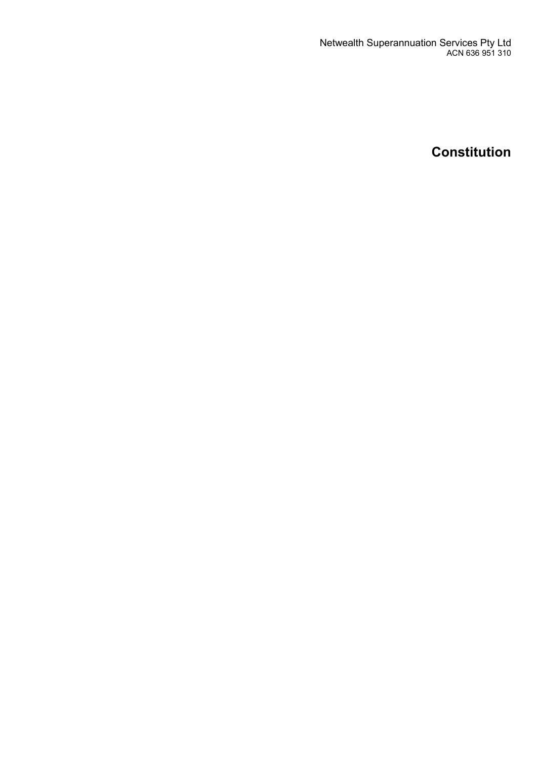Netwealth Superannuation Services Pty Ltd
ACN 636 951 310

# Constitution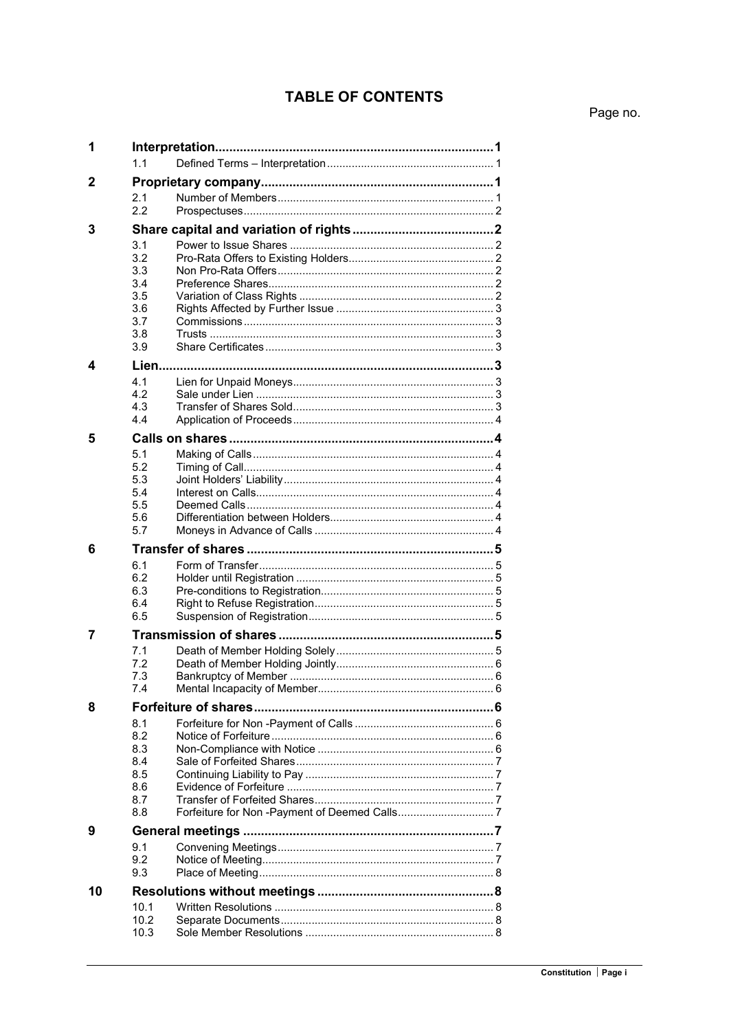# TABLE OF CONTENTS

Page no.

| | | | |
|---|---|---|---|
| **1** | **Interpretation** | | **1** |
| | 1.1 | Defined Terms – Interpretation | 1 |
| **2** | **Proprietary company** | | **1** |
| | 2.1 | Number of Members | 1 |
| | 2.2 | Prospectuses | 2 |
| **3** | **Share capital and variation of rights** | | **2** |
| | 3.1 | Power to Issue Shares | 2 |
| | 3.2 | Pro-Rata Offers to Existing Holders | 2 |
| | 3.3 | Non Pro-Rata Offers | 2 |
| | 3.4 | Preference Shares | 2 |
| | 3.5 | Variation of Class Rights | 2 |
| | 3.6 | Rights Affected by Further Issue | 3 |
| | 3.7 | Commissions | 3 |
| | 3.8 | Trusts | 3 |
| | 3.9 | Share Certificates | 3 |
| **4** | **Lien** | | **3** |
| | 4.1 | Lien for Unpaid Moneys | 3 |
| | 4.2 | Sale under Lien | 3 |
| | 4.3 | Transfer of Shares Sold | 3 |
| | 4.4 | Application of Proceeds | 4 |
| **5** | **Calls on shares** | | **4** |
| | 5.1 | Making of Calls | 4 |
| | 5.2 | Timing of Call | 4 |
| | 5.3 | Joint Holders' Liability | 4 |
| | 5.4 | Interest on Calls | 4 |
| | 5.5 | Deemed Calls | 4 |
| | 5.6 | Differentiation between Holders | 4 |
| | 5.7 | Moneys in Advance of Calls | 4 |
| **6** | **Transfer of shares** | | **5** |
| | 6.1 | Form of Transfer | 5 |
| | 6.2 | Holder until Registration | 5 |
| | 6.3 | Pre-conditions to Registration | 5 |
| | 6.4 | Right to Refuse Registration | 5 |
| | 6.5 | Suspension of Registration | 5 |
| **7** | **Transmission of shares** | | **5** |
| | 7.1 | Death of Member Holding Solely | 5 |
| | 7.2 | Death of Member Holding Jointly | 6 |
| | 7.3 | Bankruptcy of Member | 6 |
| | 7.4 | Mental Incapacity of Member | 6 |
| **8** | **Forfeiture of shares** | | **6** |
| | 8.1 | Forfeiture for Non -Payment of Calls | 6 |
| | 8.2 | Notice of Forfeiture | 6 |
| | 8.3 | Non-Compliance with Notice | 6 |
| | 8.4 | Sale of Forfeited Shares | 7 |
| | 8.5 | Continuing Liability to Pay | 7 |
| | 8.6 | Evidence of Forfeiture | 7 |
| | 8.7 | Transfer of Forfeited Shares | 7 |
| | 8.8 | Forfeiture for Non -Payment of Deemed Calls | 7 |
| **9** | **General meetings** | | **7** |
| | 9.1 | Convening Meetings | 7 |
| | 9.2 | Notice of Meeting | 7 |
| | 9.3 | Place of Meeting | 8 |
| **10** | **Resolutions without meetings** | | **8** |
| | 10.1 | Written Resolutions | 8 |
| | 10.2 | Separate Documents | 8 |
| | 10.3 | Sole Member Resolutions | 8 |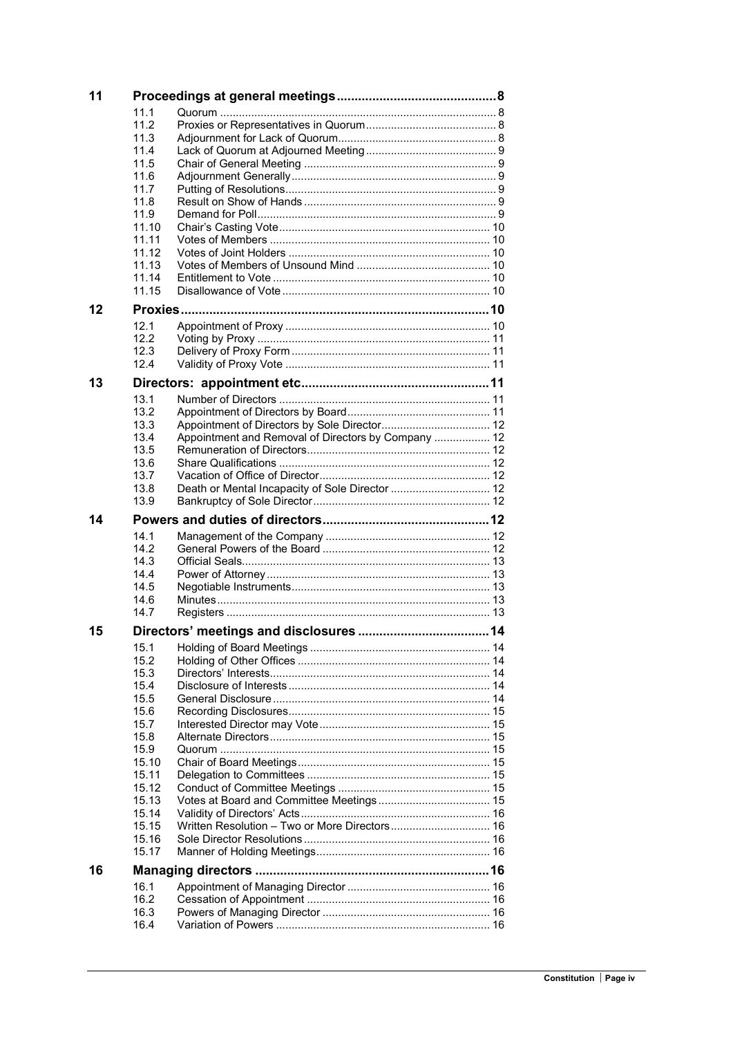| | | |
|---|---|---|
| **11** | **Proceedings at general meetings** | **8** |
| 11.1 | Quorum | 8 |
| 11.2 | Proxies or Representatives in Quorum | 8 |
| 11.3 | Adjournment for Lack of Quorum | 8 |
| 11.4 | Lack of Quorum at Adjourned Meeting | 9 |
| 11.5 | Chair of General Meeting | 9 |
| 11.6 | Adjournment Generally | 9 |
| 11.7 | Putting of Resolutions | 9 |
| 11.8 | Result on Show of Hands | 9 |
| 11.9 | Demand for Poll | 9 |
| 11.10 | Chair's Casting Vote | 10 |
| 11.11 | Votes of Members | 10 |
| 11.12 | Votes of Joint Holders | 10 |
| 11.13 | Votes of Members of Unsound Mind | 10 |
| 11.14 | Entitlement to Vote | 10 |
| 11.15 | Disallowance of Vote | 10 |
| **12** | **Proxies** | **10** |
| 12.1 | Appointment of Proxy | 10 |
| 12.2 | Voting by Proxy | 11 |
| 12.3 | Delivery of Proxy Form | 11 |
| 12.4 | Validity of Proxy Vote | 11 |
| **13** | **Directors: appointment etc** | **11** |
| 13.1 | Number of Directors | 11 |
| 13.2 | Appointment of Directors by Board | 11 |
| 13.3 | Appointment of Directors by Sole Director | 12 |
| 13.4 | Appointment and Removal of Directors by Company | 12 |
| 13.5 | Remuneration of Directors | 12 |
| 13.6 | Share Qualifications | 12 |
| 13.7 | Vacation of Office of Director | 12 |
| 13.8 | Death or Mental Incapacity of Sole Director | 12 |
| 13.9 | Bankruptcy of Sole Director | 12 |
| **14** | **Powers and duties of directors** | **12** |
| 14.1 | Management of the Company | 12 |
| 14.2 | General Powers of the Board | 12 |
| 14.3 | Official Seals | 13 |
| 14.4 | Power of Attorney | 13 |
| 14.5 | Negotiable Instruments | 13 |
| 14.6 | Minutes | 13 |
| 14.7 | Registers | 13 |
| **15** | **Directors' meetings and disclosures** | **14** |
| 15.1 | Holding of Board Meetings | 14 |
| 15.2 | Holding of Other Offices | 14 |
| 15.3 | Directors' Interests | 14 |
| 15.4 | Disclosure of Interests | 14 |
| 15.5 | General Disclosure | 14 |
| 15.6 | Recording Disclosures | 15 |
| 15.7 | Interested Director may Vote | 15 |
| 15.8 | Alternate Directors | 15 |
| 15.9 | Quorum | 15 |
| 15.10 | Chair of Board Meetings | 15 |
| 15.11 | Delegation to Committees | 15 |
| 15.12 | Conduct of Committee Meetings | 15 |
| 15.13 | Votes at Board and Committee Meetings | 15 |
| 15.14 | Validity of Directors' Acts | 16 |
| 15.15 | Written Resolution – Two or More Directors | 16 |
| 15.16 | Sole Director Resolutions | 16 |
| 15.17 | Manner of Holding Meetings | 16 |
| **16** | **Managing directors** | **16** |
| 16.1 | Appointment of Managing Director | 16 |
| 16.2 | Cessation of Appointment | 16 |
| 16.3 | Powers of Managing Director | 16 |
| 16.4 | Variation of Powers | 16 |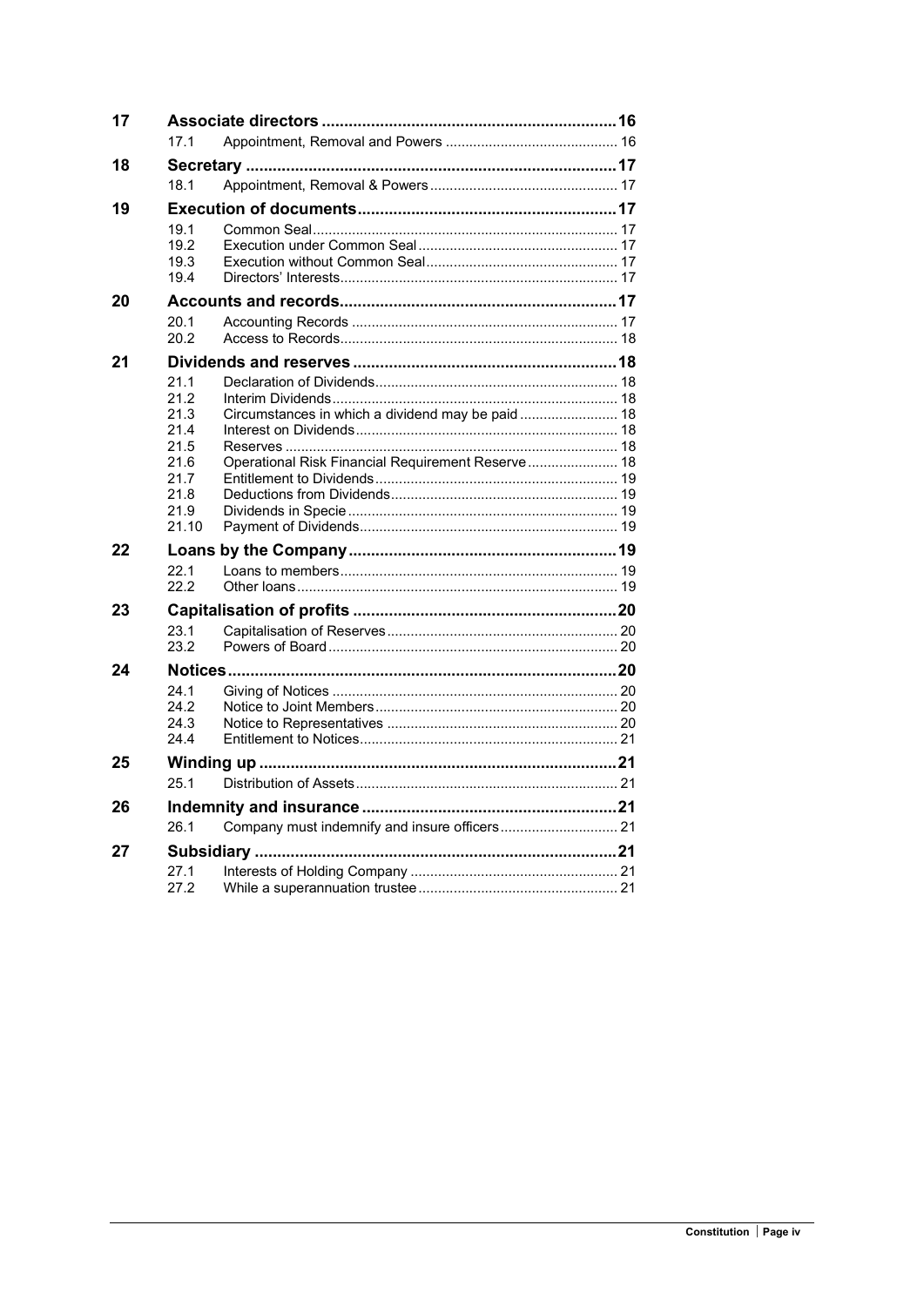| | | |
|---|---|---|
| **17** | **Associate directors** | **16** |
| | 17.1 Appointment, Removal and Powers | 16 |
| **18** | **Secretary** | **17** |
| | 18.1 Appointment, Removal & Powers | 17 |
| **19** | **Execution of documents** | **17** |
| | 19.1 Common Seal | 17 |
| | 19.2 Execution under Common Seal | 17 |
| | 19.3 Execution without Common Seal | 17 |
| | 19.4 Directors' Interests | 17 |
| **20** | **Accounts and records** | **17** |
| | 20.1 Accounting Records | 17 |
| | 20.2 Access to Records | 18 |
| **21** | **Dividends and reserves** | **18** |
| | 21.1 Declaration of Dividends | 18 |
| | 21.2 Interim Dividends | 18 |
| | 21.3 Circumstances in which a dividend may be paid | 18 |
| | 21.4 Interest on Dividends | 18 |
| | 21.5 Reserves | 18 |
| | 21.6 Operational Risk Financial Requirement Reserve | 18 |
| | 21.7 Entitlement to Dividends | 19 |
| | 21.8 Deductions from Dividends | 19 |
| | 21.9 Dividends in Specie | 19 |
| | 21.10 Payment of Dividends | 19 |
| **22** | **Loans by the Company** | **19** |
| | 22.1 Loans to members | 19 |
| | 22.2 Other loans | 19 |
| **23** | **Capitalisation of profits** | **20** |
| | 23.1 Capitalisation of Reserves | 20 |
| | 23.2 Powers of Board | 20 |
| **24** | **Notices** | **20** |
| | 24.1 Giving of Notices | 20 |
| | 24.2 Notice to Joint Members | 20 |
| | 24.3 Notice to Representatives | 20 |
| | 24.4 Entitlement to Notices | 21 |
| **25** | **Winding up** | **21** |
| | 25.1 Distribution of Assets | 21 |
| **26** | **Indemnity and insurance** | **21** |
| | 26.1 Company must indemnify and insure officers | 21 |
| **27** | **Subsidiary** | **21** |
| | 27.1 Interests of Holding Company | 21 |
| | 27.2 While a superannuation trustee | 21 |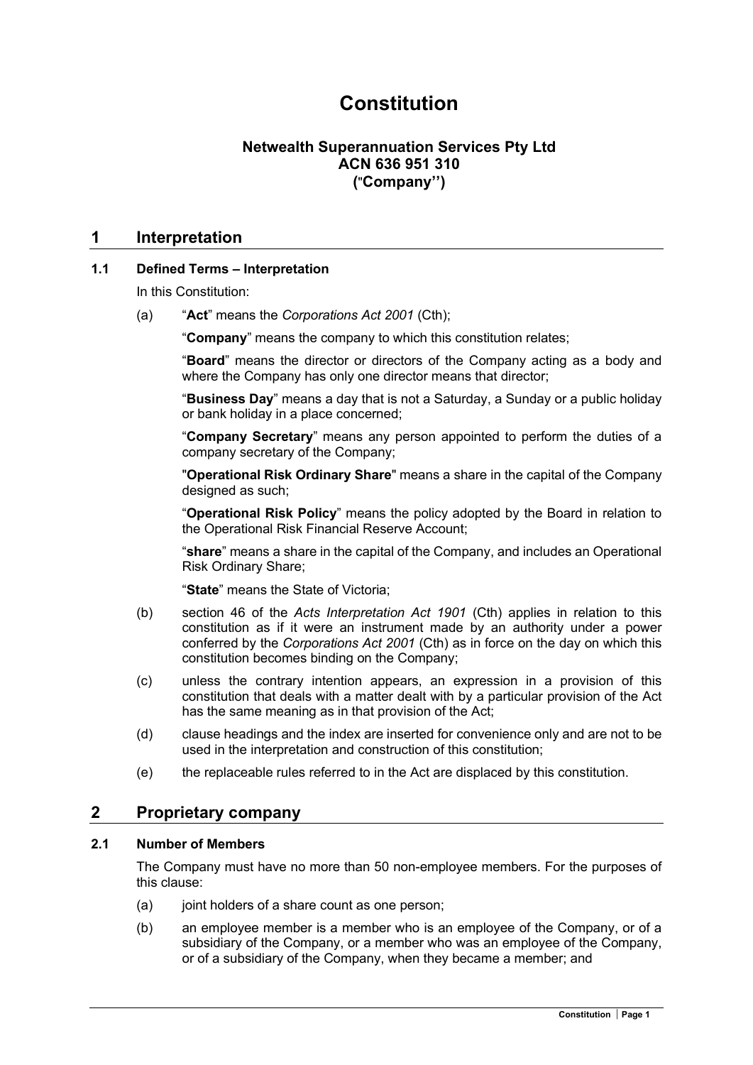# Constitution

### Netwealth Superannuation Services Pty Ltd
### ACN 636 951 310
### ("Company'')

## 1 Interpretation

### 1.1 Defined Terms – Interpretation

In this Constitution:

(a) "**Act**" means the *Corporations Act 2001* (Cth);

"**Company**" means the company to which this constitution relates;

"**Board**" means the director or directors of the Company acting as a body and where the Company has only one director means that director;

"**Business Day**" means a day that is not a Saturday, a Sunday or a public holiday or bank holiday in a place concerned;

"**Company Secretary**" means any person appointed to perform the duties of a company secretary of the Company;

"**Operational Risk Ordinary Share**" means a share in the capital of the Company designed as such;

"**Operational Risk Policy**" means the policy adopted by the Board in relation to the Operational Risk Financial Reserve Account;

"**share**" means a share in the capital of the Company, and includes an Operational Risk Ordinary Share;

"**State**" means the State of Victoria;

(b) section 46 of the *Acts Interpretation Act 1901* (Cth) applies in relation to this constitution as if it were an instrument made by an authority under a power conferred by the *Corporations Act 2001* (Cth) as in force on the day on which this constitution becomes binding on the Company;

(c) unless the contrary intention appears, an expression in a provision of this constitution that deals with a matter dealt with by a particular provision of the Act has the same meaning as in that provision of the Act;

(d) clause headings and the index are inserted for convenience only and are not to be used in the interpretation and construction of this constitution;

(e) the replaceable rules referred to in the Act are displaced by this constitution.

## 2 Proprietary company

### 2.1 Number of Members

The Company must have no more than 50 non-employee members. For the purposes of this clause:

(a) joint holders of a share count as one person;

(b) an employee member is a member who is an employee of the Company, or of a subsidiary of the Company, or a member who was an employee of the Company, or of a subsidiary of the Company, when they became a member; and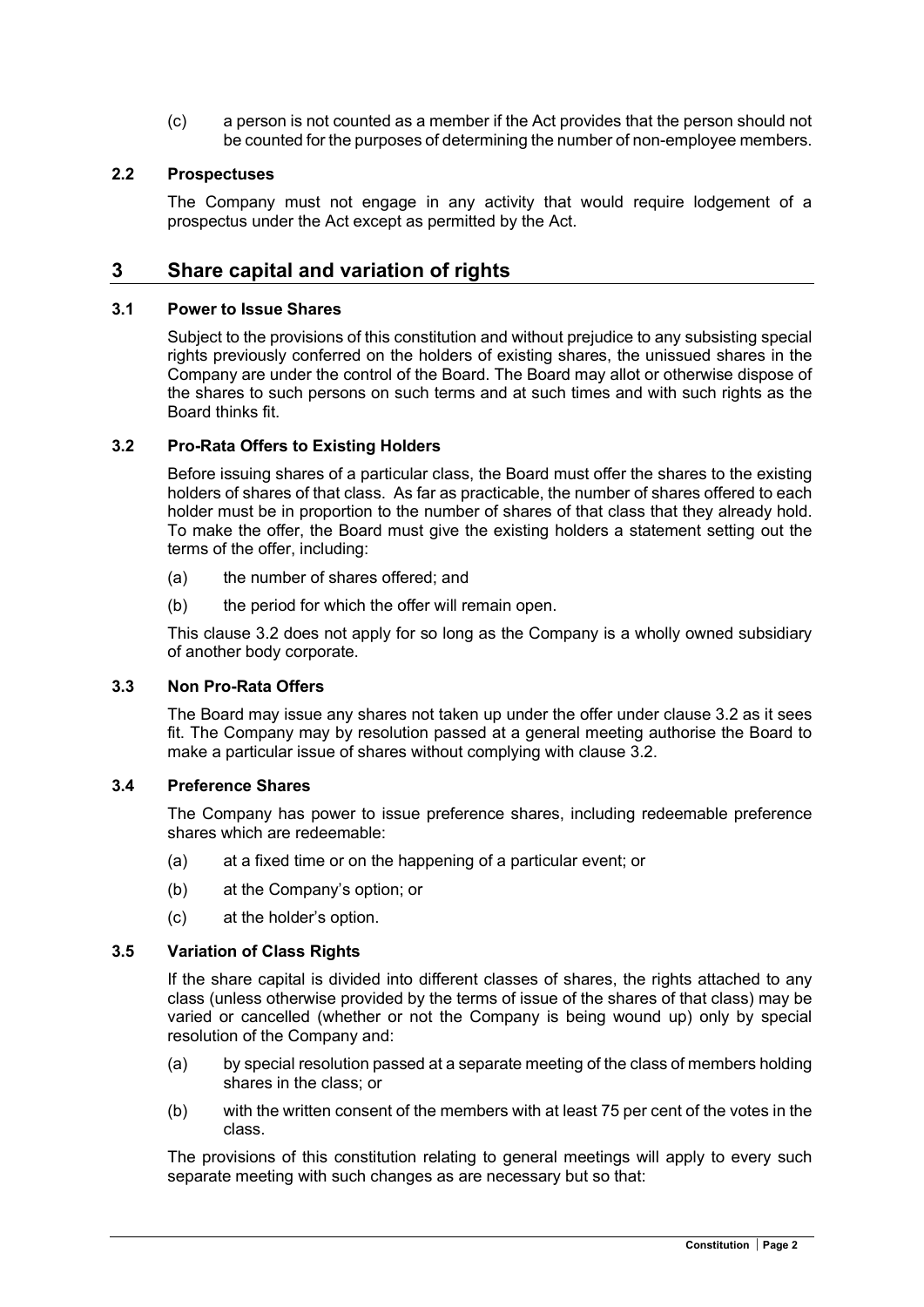(c) a person is not counted as a member if the Act provides that the person should not be counted for the purposes of determining the number of non-employee members.

### 2.2 Prospectuses

The Company must not engage in any activity that would require lodgement of a prospectus under the Act except as permitted by the Act.

## 3 Share capital and variation of rights

### 3.1 Power to Issue Shares

Subject to the provisions of this constitution and without prejudice to any subsisting special rights previously conferred on the holders of existing shares, the unissued shares in the Company are under the control of the Board. The Board may allot or otherwise dispose of the shares to such persons on such terms and at such times and with such rights as the Board thinks fit.

### 3.2 Pro-Rata Offers to Existing Holders

Before issuing shares of a particular class, the Board must offer the shares to the existing holders of shares of that class. As far as practicable, the number of shares offered to each holder must be in proportion to the number of shares of that class that they already hold. To make the offer, the Board must give the existing holders a statement setting out the terms of the offer, including:

(a) the number of shares offered; and

(b) the period for which the offer will remain open.

This clause 3.2 does not apply for so long as the Company is a wholly owned subsidiary of another body corporate.

### 3.3 Non Pro-Rata Offers

The Board may issue any shares not taken up under the offer under clause 3.2 as it sees fit. The Company may by resolution passed at a general meeting authorise the Board to make a particular issue of shares without complying with clause 3.2.

### 3.4 Preference Shares

The Company has power to issue preference shares, including redeemable preference shares which are redeemable:

(a) at a fixed time or on the happening of a particular event; or

(b) at the Company's option; or

(c) at the holder's option.

### 3.5 Variation of Class Rights

If the share capital is divided into different classes of shares, the rights attached to any class (unless otherwise provided by the terms of issue of the shares of that class) may be varied or cancelled (whether or not the Company is being wound up) only by special resolution of the Company and:

(a) by special resolution passed at a separate meeting of the class of members holding shares in the class; or

(b) with the written consent of the members with at least 75 per cent of the votes in the class.

The provisions of this constitution relating to general meetings will apply to every such separate meeting with such changes as are necessary but so that: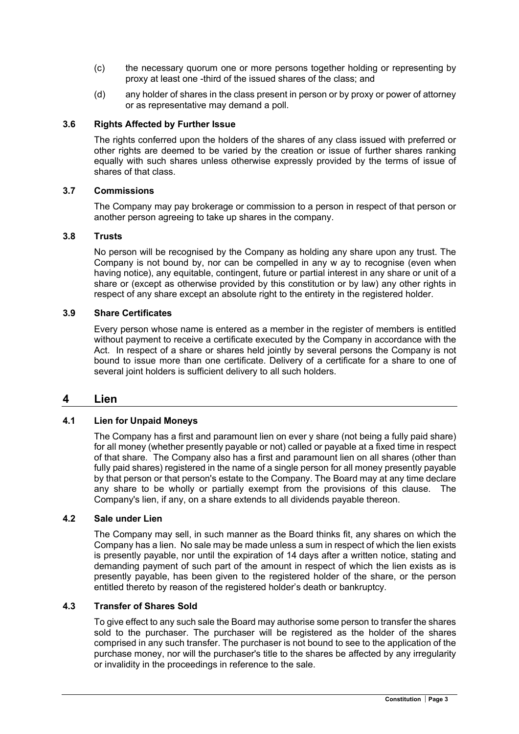(c) the necessary quorum one or more persons together holding or representing by proxy at least one -third of the issued shares of the class; and

(d) any holder of shares in the class present in person or by proxy or power of attorney or as representative may demand a poll.

### 3.6 Rights Affected by Further Issue

The rights conferred upon the holders of the shares of any class issued with preferred or other rights are deemed to be varied by the creation or issue of further shares ranking equally with such shares unless otherwise expressly provided by the terms of issue of shares of that class.

### 3.7 Commissions

The Company may pay brokerage or commission to a person in respect of that person or another person agreeing to take up shares in the company.

### 3.8 Trusts

No person will be recognised by the Company as holding any share upon any trust. The Company is not bound by, nor can be compelled in any w ay to recognise (even when having notice), any equitable, contingent, future or partial interest in any share or unit of a share or (except as otherwise provided by this constitution or by law) any other rights in respect of any share except an absolute right to the entirety in the registered holder.

### 3.9 Share Certificates

Every person whose name is entered as a member in the register of members is entitled without payment to receive a certificate executed by the Company in accordance with the Act. In respect of a share or shares held jointly by several persons the Company is not bound to issue more than one certificate. Delivery of a certificate for a share to one of several joint holders is sufficient delivery to all such holders.

## 4 Lien

### 4.1 Lien for Unpaid Moneys

The Company has a first and paramount lien on ever y share (not being a fully paid share) for all money (whether presently payable or not) called or payable at a fixed time in respect of that share. The Company also has a first and paramount lien on all shares (other than fully paid shares) registered in the name of a single person for all money presently payable by that person or that person's estate to the Company. The Board may at any time declare any share to be wholly or partially exempt from the provisions of this clause. The Company's lien, if any, on a share extends to all dividends payable thereon.

### 4.2 Sale under Lien

The Company may sell, in such manner as the Board thinks fit, any shares on which the Company has a lien. No sale may be made unless a sum in respect of which the lien exists is presently payable, nor until the expiration of 14 days after a written notice, stating and demanding payment of such part of the amount in respect of which the lien exists as is presently payable, has been given to the registered holder of the share, or the person entitled thereto by reason of the registered holder's death or bankruptcy.

### 4.3 Transfer of Shares Sold

To give effect to any such sale the Board may authorise some person to transfer the shares sold to the purchaser. The purchaser will be registered as the holder of the shares comprised in any such transfer. The purchaser is not bound to see to the application of the purchase money, nor will the purchaser's title to the shares be affected by any irregularity or invalidity in the proceedings in reference to the sale.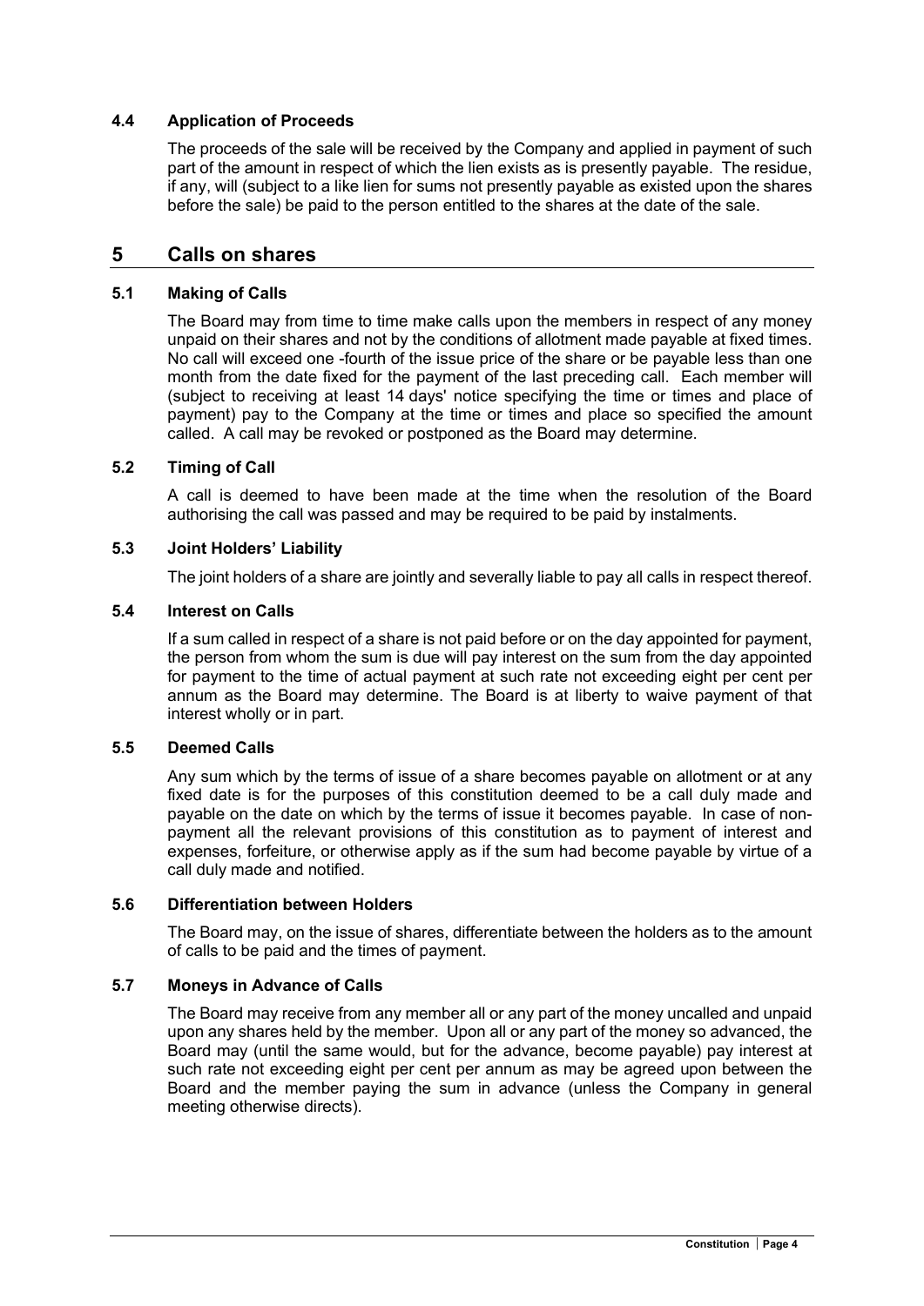### 4.4 Application of Proceeds

The proceeds of the sale will be received by the Company and applied in payment of such part of the amount in respect of which the lien exists as is presently payable. The residue, if any, will (subject to a like lien for sums not presently payable as existed upon the shares before the sale) be paid to the person entitled to the shares at the date of the sale.

## 5 Calls on shares

### 5.1 Making of Calls

The Board may from time to time make calls upon the members in respect of any money unpaid on their shares and not by the conditions of allotment made payable at fixed times. No call will exceed one -fourth of the issue price of the share or be payable less than one month from the date fixed for the payment of the last preceding call. Each member will (subject to receiving at least 14 days' notice specifying the time or times and place of payment) pay to the Company at the time or times and place so specified the amount called. A call may be revoked or postponed as the Board may determine.

### 5.2 Timing of Call

A call is deemed to have been made at the time when the resolution of the Board authorising the call was passed and may be required to be paid by instalments.

### 5.3 Joint Holders' Liability

The joint holders of a share are jointly and severally liable to pay all calls in respect thereof.

### 5.4 Interest on Calls

If a sum called in respect of a share is not paid before or on the day appointed for payment, the person from whom the sum is due will pay interest on the sum from the day appointed for payment to the time of actual payment at such rate not exceeding eight per cent per annum as the Board may determine. The Board is at liberty to waive payment of that interest wholly or in part.

### 5.5 Deemed Calls

Any sum which by the terms of issue of a share becomes payable on allotment or at any fixed date is for the purposes of this constitution deemed to be a call duly made and payable on the date on which by the terms of issue it becomes payable. In case of non-payment all the relevant provisions of this constitution as to payment of interest and expenses, forfeiture, or otherwise apply as if the sum had become payable by virtue of a call duly made and notified.

### 5.6 Differentiation between Holders

The Board may, on the issue of shares, differentiate between the holders as to the amount of calls to be paid and the times of payment.

### 5.7 Moneys in Advance of Calls

The Board may receive from any member all or any part of the money uncalled and unpaid upon any shares held by the member. Upon all or any part of the money so advanced, the Board may (until the same would, but for the advance, become payable) pay interest at such rate not exceeding eight per cent per annum as may be agreed upon between the Board and the member paying the sum in advance (unless the Company in general meeting otherwise directs).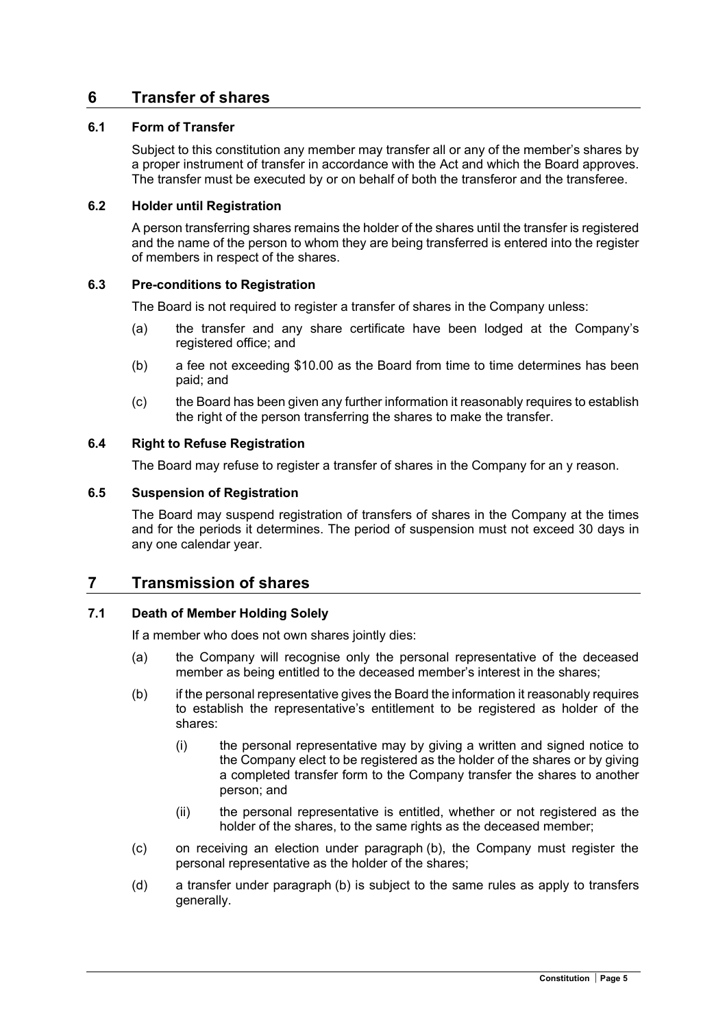## 6 Transfer of shares

### 6.1 Form of Transfer

Subject to this constitution any member may transfer all or any of the member's shares by a proper instrument of transfer in accordance with the Act and which the Board approves. The transfer must be executed by or on behalf of both the transferor and the transferee.

### 6.2 Holder until Registration

A person transferring shares remains the holder of the shares until the transfer is registered and the name of the person to whom they are being transferred is entered into the register of members in respect of the shares.

### 6.3 Pre-conditions to Registration

The Board is not required to register a transfer of shares in the Company unless:

(a) the transfer and any share certificate have been lodged at the Company's registered office; and

(b) a fee not exceeding $10.00 as the Board from time to time determines has been paid; and

(c) the Board has been given any further information it reasonably requires to establish the right of the person transferring the shares to make the transfer.

### 6.4 Right to Refuse Registration

The Board may refuse to register a transfer of shares in the Company for an y reason.

### 6.5 Suspension of Registration

The Board may suspend registration of transfers of shares in the Company at the times and for the periods it determines. The period of suspension must not exceed 30 days in any one calendar year.

## 7 Transmission of shares

### 7.1 Death of Member Holding Solely

If a member who does not own shares jointly dies:

(a) the Company will recognise only the personal representative of the deceased member as being entitled to the deceased member's interest in the shares;

(b) if the personal representative gives the Board the information it reasonably requires to establish the representative's entitlement to be registered as holder of the shares:

  (i) the personal representative may by giving a written and signed notice to the Company elect to be registered as the holder of the shares or by giving a completed transfer form to the Company transfer the shares to another person; and

  (ii) the personal representative is entitled, whether or not registered as the holder of the shares, to the same rights as the deceased member;

(c) on receiving an election under paragraph (b), the Company must register the personal representative as the holder of the shares;

(d) a transfer under paragraph (b) is subject to the same rules as apply to transfers generally.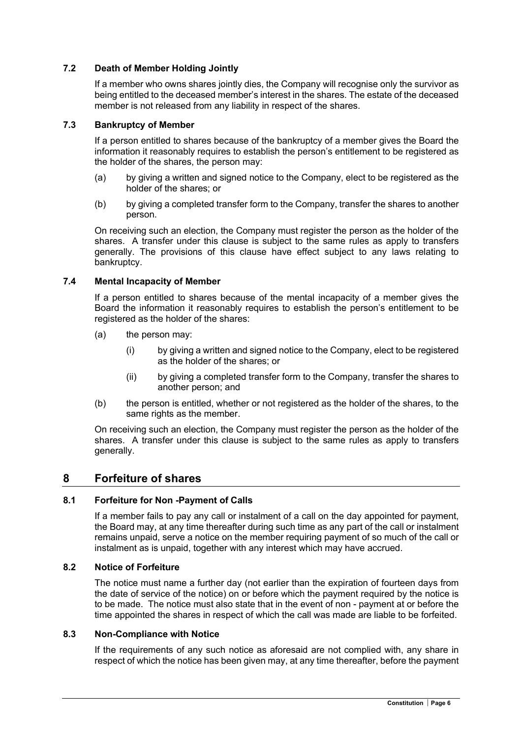### 7.2 Death of Member Holding Jointly

If a member who owns shares jointly dies, the Company will recognise only the survivor as being entitled to the deceased member's interest in the shares. The estate of the deceased member is not released from any liability in respect of the shares.

### 7.3 Bankruptcy of Member

If a person entitled to shares because of the bankruptcy of a member gives the Board the information it reasonably requires to establish the person's entitlement to be registered as the holder of the shares, the person may:

(a) by giving a written and signed notice to the Company, elect to be registered as the holder of the shares; or

(b) by giving a completed transfer form to the Company, transfer the shares to another person.

On receiving such an election, the Company must register the person as the holder of the shares. A transfer under this clause is subject to the same rules as apply to transfers generally. The provisions of this clause have effect subject to any laws relating to bankruptcy.

### 7.4 Mental Incapacity of Member

If a person entitled to shares because of the mental incapacity of a member gives the Board the information it reasonably requires to establish the person's entitlement to be registered as the holder of the shares:

(a) the person may:

  (i) by giving a written and signed notice to the Company, elect to be registered as the holder of the shares; or

  (ii) by giving a completed transfer form to the Company, transfer the shares to another person; and

(b) the person is entitled, whether or not registered as the holder of the shares, to the same rights as the member.

On receiving such an election, the Company must register the person as the holder of the shares. A transfer under this clause is subject to the same rules as apply to transfers generally.

## 8 Forfeiture of shares

### 8.1 Forfeiture for Non -Payment of Calls

If a member fails to pay any call or instalment of a call on the day appointed for payment, the Board may, at any time thereafter during such time as any part of the call or instalment remains unpaid, serve a notice on the member requiring payment of so much of the call or instalment as is unpaid, together with any interest which may have accrued.

### 8.2 Notice of Forfeiture

The notice must name a further day (not earlier than the expiration of fourteen days from the date of service of the notice) on or before which the payment required by the notice is to be made. The notice must also state that in the event of non - payment at or before the time appointed the shares in respect of which the call was made are liable to be forfeited.

### 8.3 Non-Compliance with Notice

If the requirements of any such notice as aforesaid are not complied with, any share in respect of which the notice has been given may, at any time thereafter, before the payment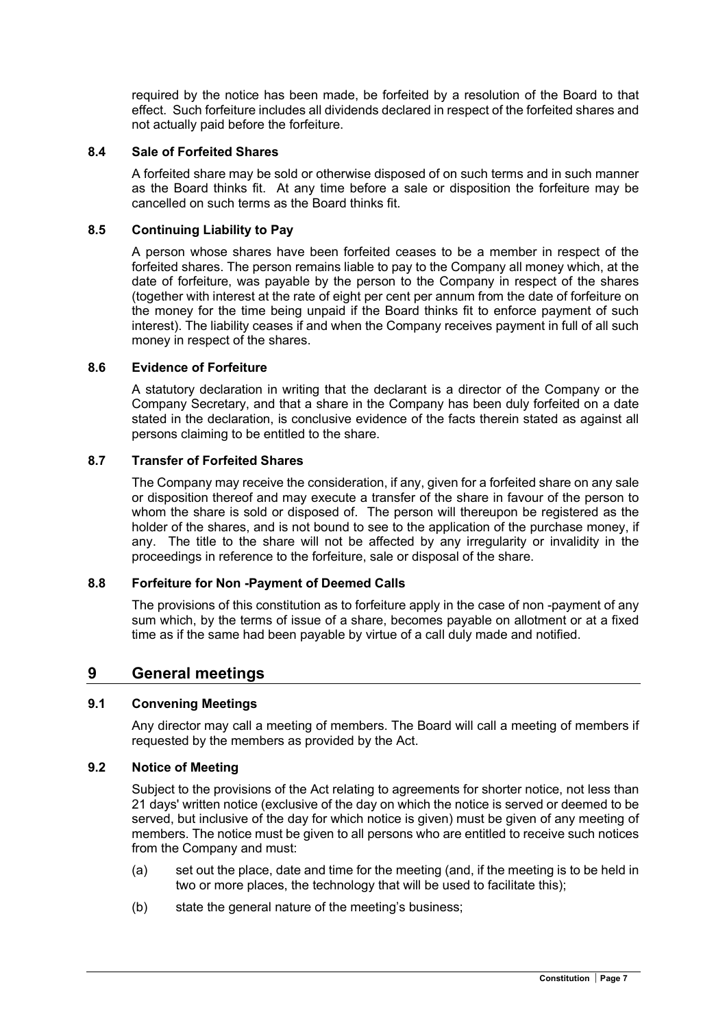required by the notice has been made, be forfeited by a resolution of the Board to that effect. Such forfeiture includes all dividends declared in respect of the forfeited shares and not actually paid before the forfeiture.

### 8.4 Sale of Forfeited Shares

A forfeited share may be sold or otherwise disposed of on such terms and in such manner as the Board thinks fit. At any time before a sale or disposition the forfeiture may be cancelled on such terms as the Board thinks fit.

### 8.5 Continuing Liability to Pay

A person whose shares have been forfeited ceases to be a member in respect of the forfeited shares. The person remains liable to pay to the Company all money which, at the date of forfeiture, was payable by the person to the Company in respect of the shares (together with interest at the rate of eight per cent per annum from the date of forfeiture on the money for the time being unpaid if the Board thinks fit to enforce payment of such interest). The liability ceases if and when the Company receives payment in full of all such money in respect of the shares.

### 8.6 Evidence of Forfeiture

A statutory declaration in writing that the declarant is a director of the Company or the Company Secretary, and that a share in the Company has been duly forfeited on a date stated in the declaration, is conclusive evidence of the facts therein stated as against all persons claiming to be entitled to the share.

### 8.7 Transfer of Forfeited Shares

The Company may receive the consideration, if any, given for a forfeited share on any sale or disposition thereof and may execute a transfer of the share in favour of the person to whom the share is sold or disposed of. The person will thereupon be registered as the holder of the shares, and is not bound to see to the application of the purchase money, if any. The title to the share will not be affected by any irregularity or invalidity in the proceedings in reference to the forfeiture, sale or disposal of the share.

### 8.8 Forfeiture for Non -Payment of Deemed Calls

The provisions of this constitution as to forfeiture apply in the case of non -payment of any sum which, by the terms of issue of a share, becomes payable on allotment or at a fixed time as if the same had been payable by virtue of a call duly made and notified.

## 9 General meetings

### 9.1 Convening Meetings

Any director may call a meeting of members. The Board will call a meeting of members if requested by the members as provided by the Act.

### 9.2 Notice of Meeting

Subject to the provisions of the Act relating to agreements for shorter notice, not less than 21 days' written notice (exclusive of the day on which the notice is served or deemed to be served, but inclusive of the day for which notice is given) must be given of any meeting of members. The notice must be given to all persons who are entitled to receive such notices from the Company and must:

(a) set out the place, date and time for the meeting (and, if the meeting is to be held in two or more places, the technology that will be used to facilitate this);

(b) state the general nature of the meeting's business;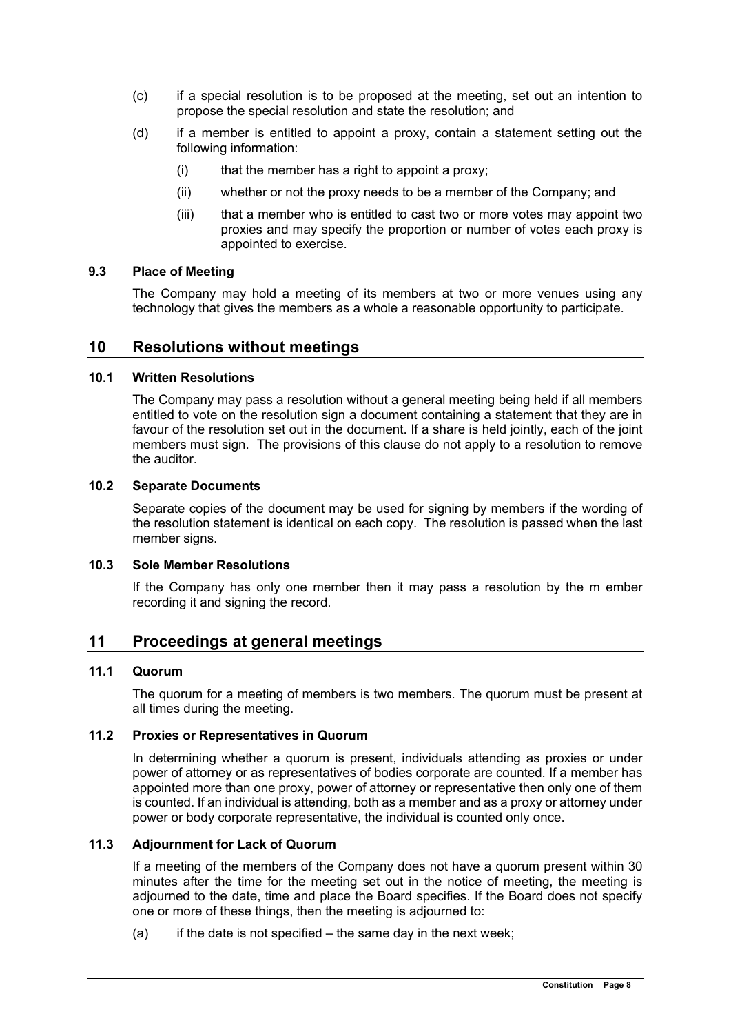(c) if a special resolution is to be proposed at the meeting, set out an intention to propose the special resolution and state the resolution; and

(d) if a member is entitled to appoint a proxy, contain a statement setting out the following information:

   (i) that the member has a right to appoint a proxy;

   (ii) whether or not the proxy needs to be a member of the Company; and

   (iii) that a member who is entitled to cast two or more votes may appoint two proxies and may specify the proportion or number of votes each proxy is appointed to exercise.

### 9.3 Place of Meeting

The Company may hold a meeting of its members at two or more venues using any technology that gives the members as a whole a reasonable opportunity to participate.

## 10 Resolutions without meetings

### 10.1 Written Resolutions

The Company may pass a resolution without a general meeting being held if all members entitled to vote on the resolution sign a document containing a statement that they are in favour of the resolution set out in the document. If a share is held jointly, each of the joint members must sign. The provisions of this clause do not apply to a resolution to remove the auditor.

### 10.2 Separate Documents

Separate copies of the document may be used for signing by members if the wording of the resolution statement is identical on each copy. The resolution is passed when the last member signs.

### 10.3 Sole Member Resolutions

If the Company has only one member then it may pass a resolution by the m ember recording it and signing the record.

## 11 Proceedings at general meetings

### 11.1 Quorum

The quorum for a meeting of members is two members. The quorum must be present at all times during the meeting.

### 11.2 Proxies or Representatives in Quorum

In determining whether a quorum is present, individuals attending as proxies or under power of attorney or as representatives of bodies corporate are counted. If a member has appointed more than one proxy, power of attorney or representative then only one of them is counted. If an individual is attending, both as a member and as a proxy or attorney under power or body corporate representative, the individual is counted only once.

### 11.3 Adjournment for Lack of Quorum

If a meeting of the members of the Company does not have a quorum present within 30 minutes after the time for the meeting set out in the notice of meeting, the meeting is adjourned to the date, time and place the Board specifies. If the Board does not specify one or more of these things, then the meeting is adjourned to:

(a) if the date is not specified – the same day in the next week;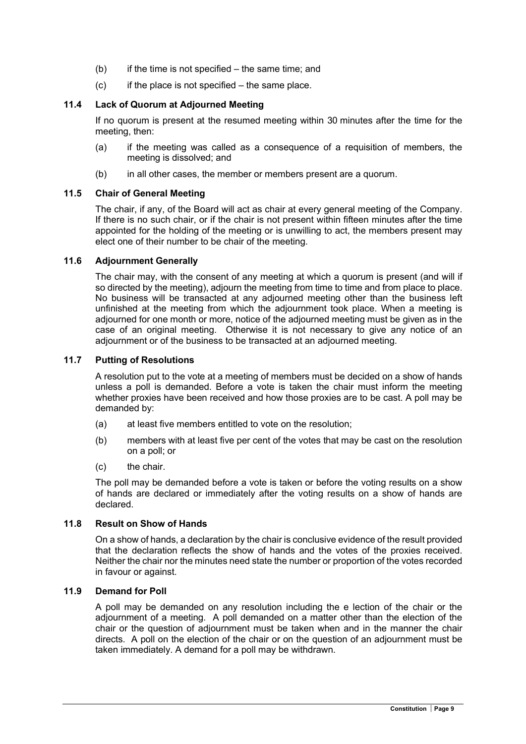(b) if the time is not specified – the same time; and

(c) if the place is not specified – the same place.

### 11.4 Lack of Quorum at Adjourned Meeting

If no quorum is present at the resumed meeting within 30 minutes after the time for the meeting, then:

(a) if the meeting was called as a consequence of a requisition of members, the meeting is dissolved; and

(b) in all other cases, the member or members present are a quorum.

### 11.5 Chair of General Meeting

The chair, if any, of the Board will act as chair at every general meeting of the Company. If there is no such chair, or if the chair is not present within fifteen minutes after the time appointed for the holding of the meeting or is unwilling to act, the members present may elect one of their number to be chair of the meeting.

### 11.6 Adjournment Generally

The chair may, with the consent of any meeting at which a quorum is present (and will if so directed by the meeting), adjourn the meeting from time to time and from place to place. No business will be transacted at any adjourned meeting other than the business left unfinished at the meeting from which the adjournment took place. When a meeting is adjourned for one month or more, notice of the adjourned meeting must be given as in the case of an original meeting. Otherwise it is not necessary to give any notice of an adjournment or of the business to be transacted at an adjourned meeting.

### 11.7 Putting of Resolutions

A resolution put to the vote at a meeting of members must be decided on a show of hands unless a poll is demanded. Before a vote is taken the chair must inform the meeting whether proxies have been received and how those proxies are to be cast. A poll may be demanded by:

(a) at least five members entitled to vote on the resolution;

(b) members with at least five per cent of the votes that may be cast on the resolution on a poll; or

(c) the chair.

The poll may be demanded before a vote is taken or before the voting results on a show of hands are declared or immediately after the voting results on a show of hands are declared.

### 11.8 Result on Show of Hands

On a show of hands, a declaration by the chair is conclusive evidence of the result provided that the declaration reflects the show of hands and the votes of the proxies received. Neither the chair nor the minutes need state the number or proportion of the votes recorded in favour or against.

### 11.9 Demand for Poll

A poll may be demanded on any resolution including the e lection of the chair or the adjournment of a meeting. A poll demanded on a matter other than the election of the chair or the question of adjournment must be taken when and in the manner the chair directs. A poll on the election of the chair or on the question of an adjournment must be taken immediately. A demand for a poll may be withdrawn.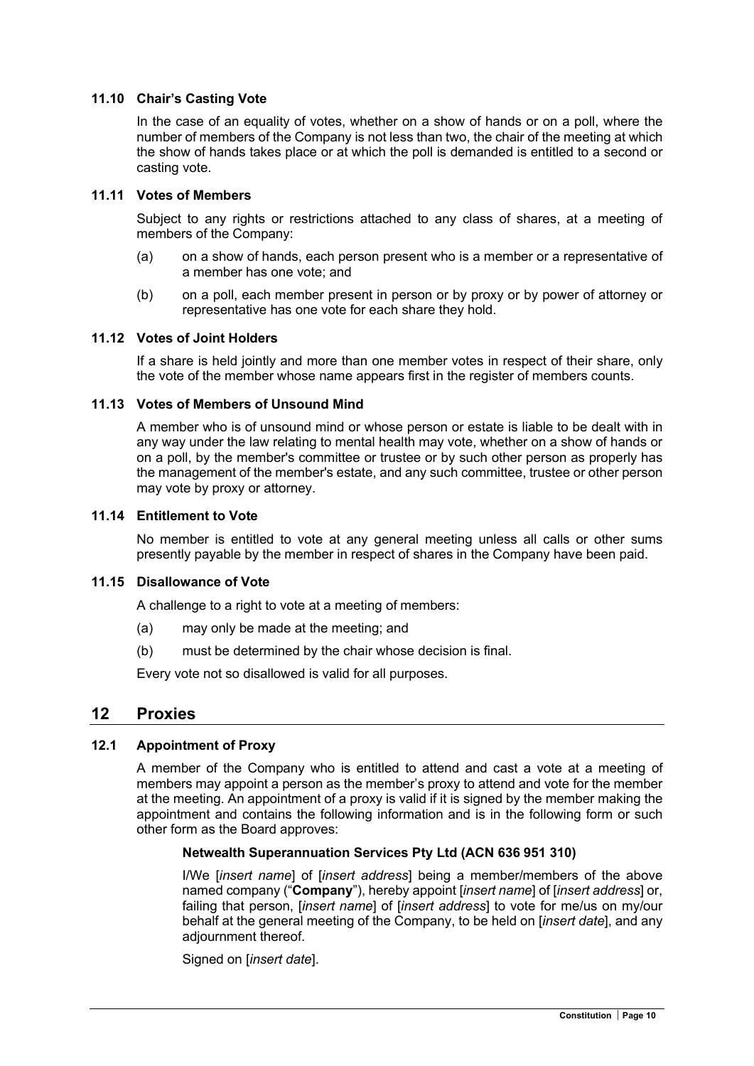### 11.10 Chair's Casting Vote

In the case of an equality of votes, whether on a show of hands or on a poll, where the number of members of the Company is not less than two, the chair of the meeting at which the show of hands takes place or at which the poll is demanded is entitled to a second or casting vote.

### 11.11 Votes of Members

Subject to any rights or restrictions attached to any class of shares, at a meeting of members of the Company:

(a) on a show of hands, each person present who is a member or a representative of a member has one vote; and

(b) on a poll, each member present in person or by proxy or by power of attorney or representative has one vote for each share they hold.

### 11.12 Votes of Joint Holders

If a share is held jointly and more than one member votes in respect of their share, only the vote of the member whose name appears first in the register of members counts.

### 11.13 Votes of Members of Unsound Mind

A member who is of unsound mind or whose person or estate is liable to be dealt with in any way under the law relating to mental health may vote, whether on a show of hands or on a poll, by the member's committee or trustee or by such other person as properly has the management of the member's estate, and any such committee, trustee or other person may vote by proxy or attorney.

### 11.14 Entitlement to Vote

No member is entitled to vote at any general meeting unless all calls or other sums presently payable by the member in respect of shares in the Company have been paid.

### 11.15 Disallowance of Vote

A challenge to a right to vote at a meeting of members:

(a) may only be made at the meeting; and

(b) must be determined by the chair whose decision is final.

Every vote not so disallowed is valid for all purposes.

## 12 Proxies

### 12.1 Appointment of Proxy

A member of the Company who is entitled to attend and cast a vote at a meeting of members may appoint a person as the member's proxy to attend and vote for the member at the meeting. An appointment of a proxy is valid if it is signed by the member making the appointment and contains the following information and is in the following form or such other form as the Board approves:

**Netwealth Superannuation Services Pty Ltd (ACN 636 951 310)**

I/We [*insert name*] of [*insert address*] being a member/members of the above named company ("**Company**"), hereby appoint [*insert name*] of [*insert address*] or, failing that person, [*insert name*] of [*insert address*] to vote for me/us on my/our behalf at the general meeting of the Company, to be held on [*insert date*], and any adjournment thereof.

Signed on [*insert date*].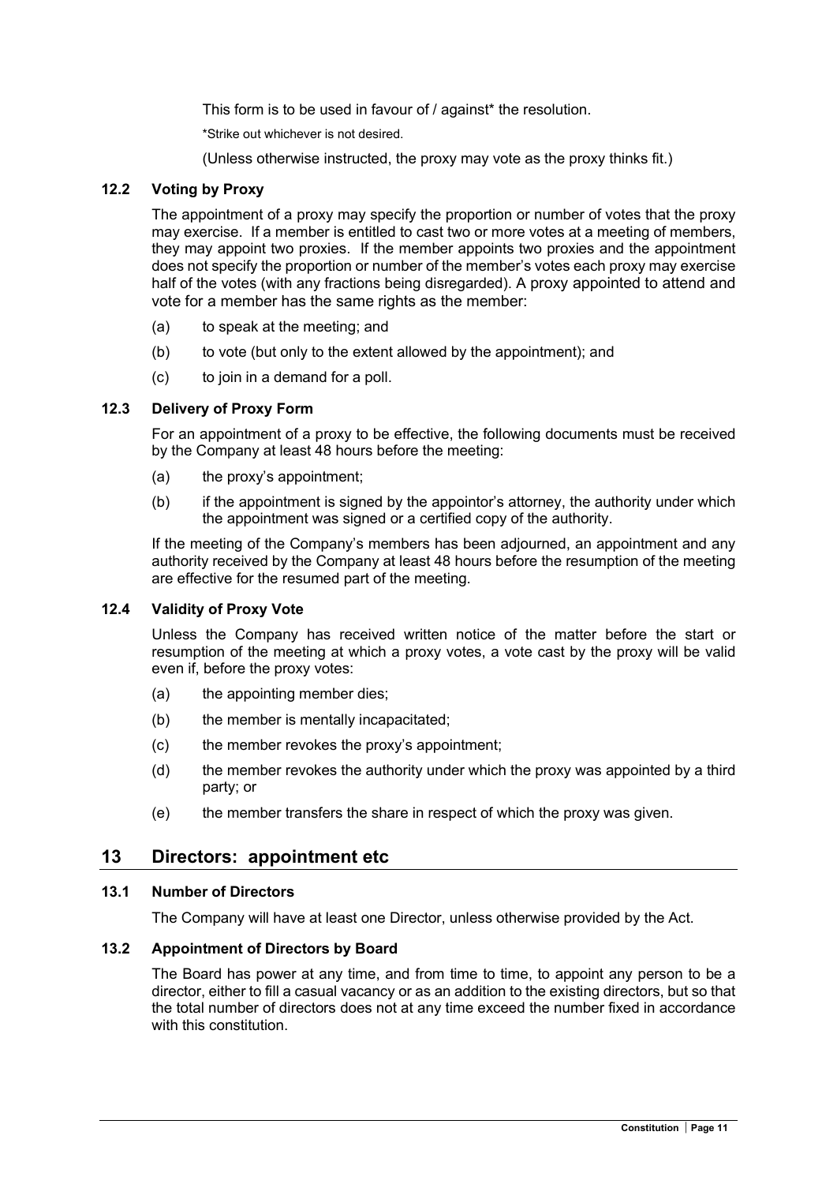This form is to be used in favour of / against* the resolution.

*Strike out whichever is not desired.

(Unless otherwise instructed, the proxy may vote as the proxy thinks fit.)

### 12.2 Voting by Proxy

The appointment of a proxy may specify the proportion or number of votes that the proxy may exercise. If a member is entitled to cast two or more votes at a meeting of members, they may appoint two proxies. If the member appoints two proxies and the appointment does not specify the proportion or number of the member's votes each proxy may exercise half of the votes (with any fractions being disregarded). A proxy appointed to attend and vote for a member has the same rights as the member:

(a) to speak at the meeting; and

(b) to vote (but only to the extent allowed by the appointment); and

(c) to join in a demand for a poll.

### 12.3 Delivery of Proxy Form

For an appointment of a proxy to be effective, the following documents must be received by the Company at least 48 hours before the meeting:

(a) the proxy's appointment;

(b) if the appointment is signed by the appointor's attorney, the authority under which the appointment was signed or a certified copy of the authority.

If the meeting of the Company's members has been adjourned, an appointment and any authority received by the Company at least 48 hours before the resumption of the meeting are effective for the resumed part of the meeting.

### 12.4 Validity of Proxy Vote

Unless the Company has received written notice of the matter before the start or resumption of the meeting at which a proxy votes, a vote cast by the proxy will be valid even if, before the proxy votes:

(a) the appointing member dies;

(b) the member is mentally incapacitated;

(c) the member revokes the proxy's appointment;

(d) the member revokes the authority under which the proxy was appointed by a third party; or

(e) the member transfers the share in respect of which the proxy was given.

## 13 Directors: appointment etc

### 13.1 Number of Directors

The Company will have at least one Director, unless otherwise provided by the Act.

### 13.2 Appointment of Directors by Board

The Board has power at any time, and from time to time, to appoint any person to be a director, either to fill a casual vacancy or as an addition to the existing directors, but so that the total number of directors does not at any time exceed the number fixed in accordance with this constitution.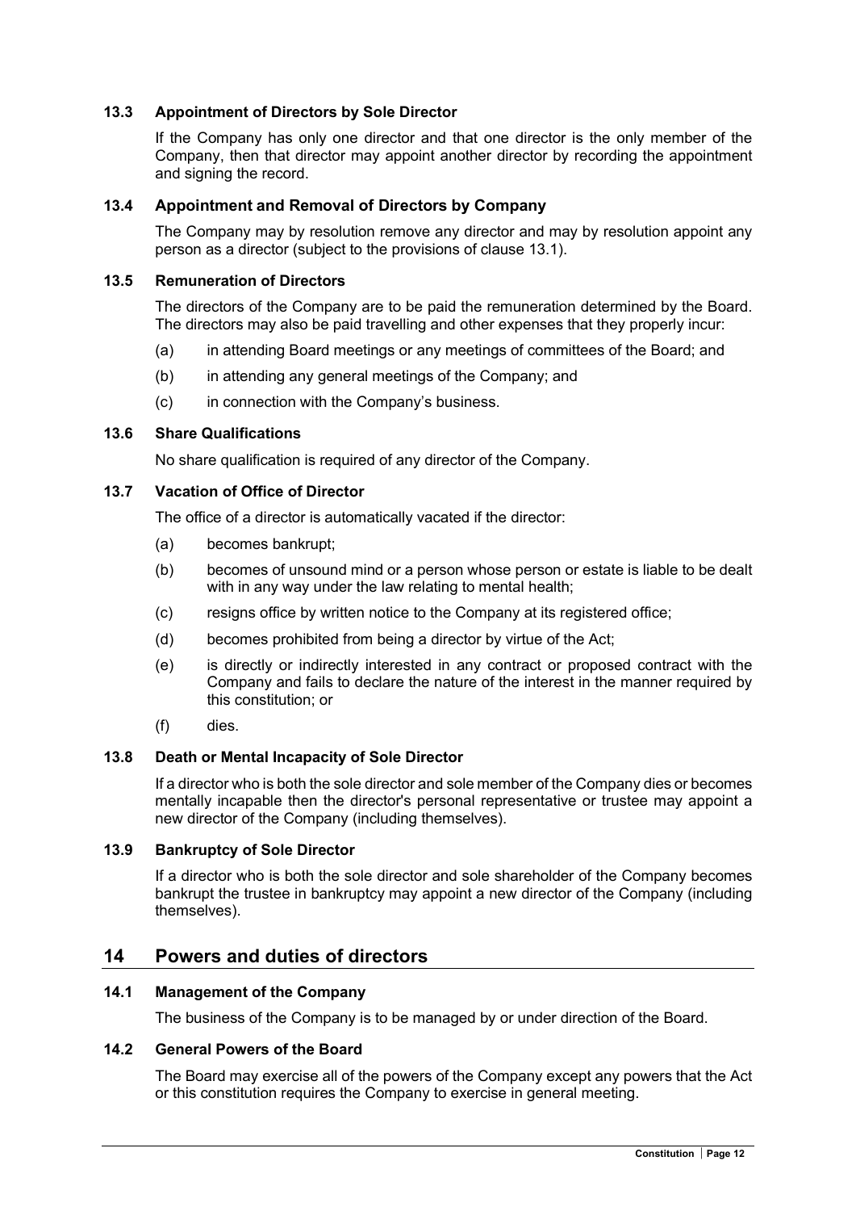### 13.3 Appointment of Directors by Sole Director

If the Company has only one director and that one director is the only member of the Company, then that director may appoint another director by recording the appointment and signing the record.

### 13.4 Appointment and Removal of Directors by Company

The Company may by resolution remove any director and may by resolution appoint any person as a director (subject to the provisions of clause 13.1).

### 13.5 Remuneration of Directors

The directors of the Company are to be paid the remuneration determined by the Board. The directors may also be paid travelling and other expenses that they properly incur:

(a) in attending Board meetings or any meetings of committees of the Board; and

(b) in attending any general meetings of the Company; and

(c) in connection with the Company's business.

### 13.6 Share Qualifications

No share qualification is required of any director of the Company.

### 13.7 Vacation of Office of Director

The office of a director is automatically vacated if the director:

(a) becomes bankrupt;

(b) becomes of unsound mind or a person whose person or estate is liable to be dealt with in any way under the law relating to mental health;

(c) resigns office by written notice to the Company at its registered office;

(d) becomes prohibited from being a director by virtue of the Act;

(e) is directly or indirectly interested in any contract or proposed contract with the Company and fails to declare the nature of the interest in the manner required by this constitution; or

(f) dies.

### 13.8 Death or Mental Incapacity of Sole Director

If a director who is both the sole director and sole member of the Company dies or becomes mentally incapable then the director's personal representative or trustee may appoint a new director of the Company (including themselves).

### 13.9 Bankruptcy of Sole Director

If a director who is both the sole director and sole shareholder of the Company becomes bankrupt the trustee in bankruptcy may appoint a new director of the Company (including themselves).

## 14 Powers and duties of directors

### 14.1 Management of the Company

The business of the Company is to be managed by or under direction of the Board.

### 14.2 General Powers of the Board

The Board may exercise all of the powers of the Company except any powers that the Act or this constitution requires the Company to exercise in general meeting.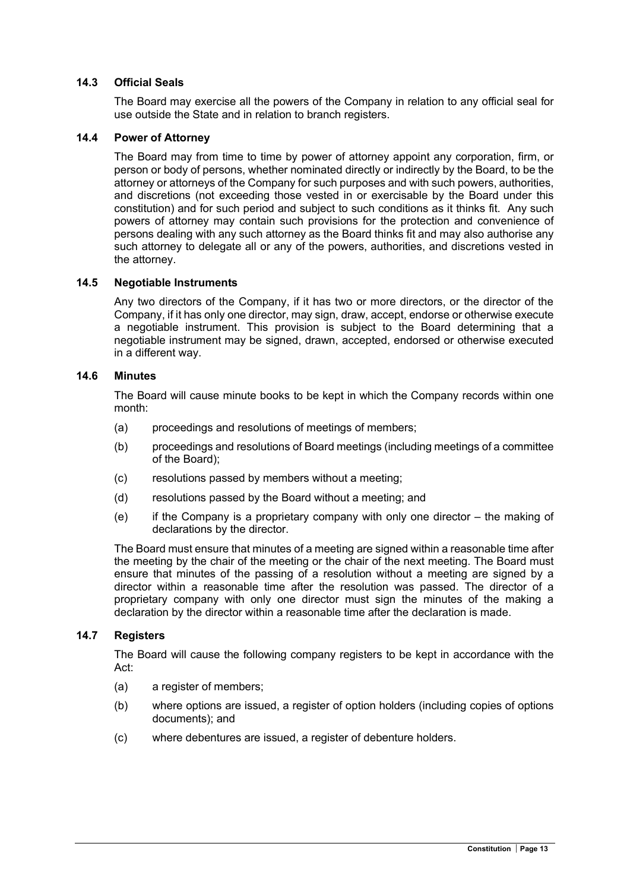### 14.3 Official Seals

The Board may exercise all the powers of the Company in relation to any official seal for use outside the State and in relation to branch registers.

### 14.4 Power of Attorney

The Board may from time to time by power of attorney appoint any corporation, firm, or person or body of persons, whether nominated directly or indirectly by the Board, to be the attorney or attorneys of the Company for such purposes and with such powers, authorities, and discretions (not exceeding those vested in or exercisable by the Board under this constitution) and for such period and subject to such conditions as it thinks fit. Any such powers of attorney may contain such provisions for the protection and convenience of persons dealing with any such attorney as the Board thinks fit and may also authorise any such attorney to delegate all or any of the powers, authorities, and discretions vested in the attorney.

### 14.5 Negotiable Instruments

Any two directors of the Company, if it has two or more directors, or the director of the Company, if it has only one director, may sign, draw, accept, endorse or otherwise execute a negotiable instrument. This provision is subject to the Board determining that a negotiable instrument may be signed, drawn, accepted, endorsed or otherwise executed in a different way.

### 14.6 Minutes

The Board will cause minute books to be kept in which the Company records within one month:

(a) proceedings and resolutions of meetings of members;

(b) proceedings and resolutions of Board meetings (including meetings of a committee of the Board);

(c) resolutions passed by members without a meeting;

(d) resolutions passed by the Board without a meeting; and

(e) if the Company is a proprietary company with only one director – the making of declarations by the director.

The Board must ensure that minutes of a meeting are signed within a reasonable time after the meeting by the chair of the meeting or the chair of the next meeting. The Board must ensure that minutes of the passing of a resolution without a meeting are signed by a director within a reasonable time after the resolution was passed. The director of a proprietary company with only one director must sign the minutes of the making a declaration by the director within a reasonable time after the declaration is made.

### 14.7 Registers

The Board will cause the following company registers to be kept in accordance with the Act:

(a) a register of members;

(b) where options are issued, a register of option holders (including copies of options documents); and

(c) where debentures are issued, a register of debenture holders.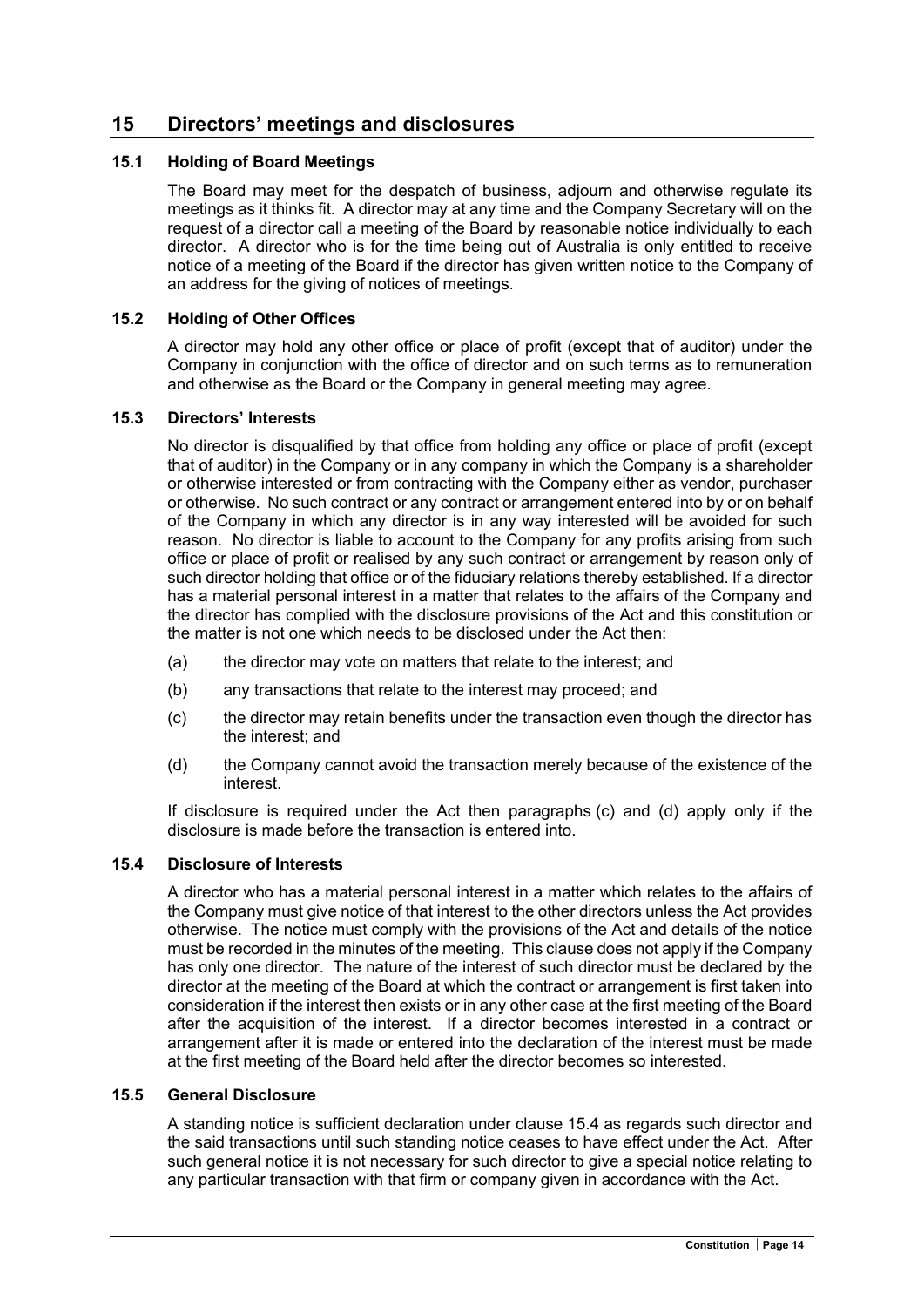# 15 Directors' meetings and disclosures

## 15.1 Holding of Board Meetings

The Board may meet for the despatch of business, adjourn and otherwise regulate its meetings as it thinks fit. A director may at any time and the Company Secretary will on the request of a director call a meeting of the Board by reasonable notice individually to each director. A director who is for the time being out of Australia is only entitled to receive notice of a meeting of the Board if the director has given written notice to the Company of an address for the giving of notices of meetings.

## 15.2 Holding of Other Offices

A director may hold any other office or place of profit (except that of auditor) under the Company in conjunction with the office of director and on such terms as to remuneration and otherwise as the Board or the Company in general meeting may agree.

## 15.3 Directors' Interests

No director is disqualified by that office from holding any office or place of profit (except that of auditor) in the Company or in any company in which the Company is a shareholder or otherwise interested or from contracting with the Company either as vendor, purchaser or otherwise. No such contract or any contract or arrangement entered into by or on behalf of the Company in which any director is in any way interested will be avoided for such reason. No director is liable to account to the Company for any profits arising from such office or place of profit or realised by any such contract or arrangement by reason only of such director holding that office or of the fiduciary relations thereby established. If a director has a material personal interest in a matter that relates to the affairs of the Company and the director has complied with the disclosure provisions of the Act and this constitution or the matter is not one which needs to be disclosed under the Act then:

(a) the director may vote on matters that relate to the interest; and

(b) any transactions that relate to the interest may proceed; and

(c) the director may retain benefits under the transaction even though the director has the interest; and

(d) the Company cannot avoid the transaction merely because of the existence of the interest.

If disclosure is required under the Act then paragraphs (c) and (d) apply only if the disclosure is made before the transaction is entered into.

## 15.4 Disclosure of Interests

A director who has a material personal interest in a matter which relates to the affairs of the Company must give notice of that interest to the other directors unless the Act provides otherwise. The notice must comply with the provisions of the Act and details of the notice must be recorded in the minutes of the meeting. This clause does not apply if the Company has only one director. The nature of the interest of such director must be declared by the director at the meeting of the Board at which the contract or arrangement is first taken into consideration if the interest then exists or in any other case at the first meeting of the Board after the acquisition of the interest. If a director becomes interested in a contract or arrangement after it is made or entered into the declaration of the interest must be made at the first meeting of the Board held after the director becomes so interested.

## 15.5 General Disclosure

A standing notice is sufficient declaration under clause 15.4 as regards such director and the said transactions until such standing notice ceases to have effect under the Act. After such general notice it is not necessary for such director to give a special notice relating to any particular transaction with that firm or company given in accordance with the Act.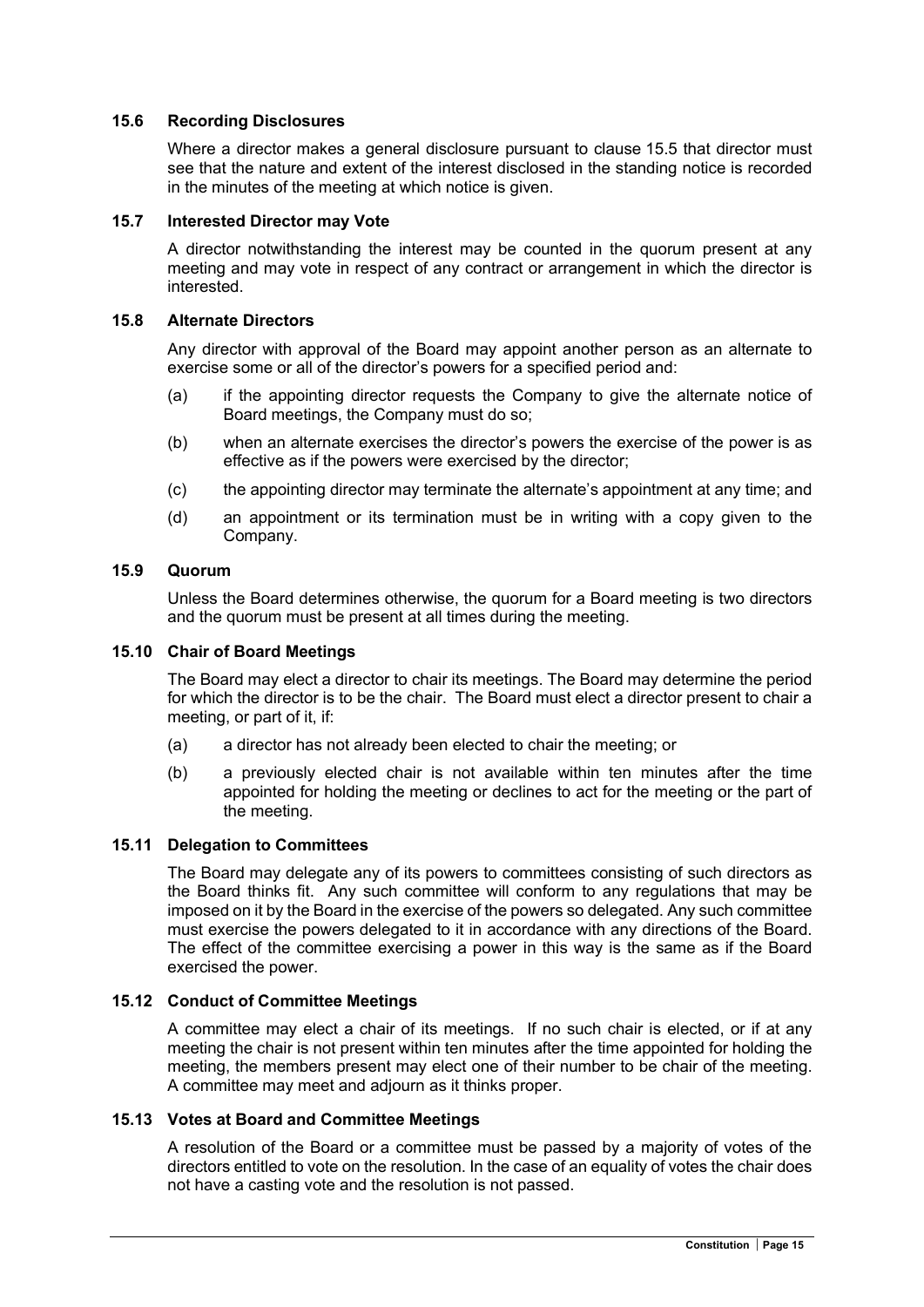### 15.6 Recording Disclosures

Where a director makes a general disclosure pursuant to clause 15.5 that director must see that the nature and extent of the interest disclosed in the standing notice is recorded in the minutes of the meeting at which notice is given.

### 15.7 Interested Director may Vote

A director notwithstanding the interest may be counted in the quorum present at any meeting and may vote in respect of any contract or arrangement in which the director is interested.

### 15.8 Alternate Directors

Any director with approval of the Board may appoint another person as an alternate to exercise some or all of the director's powers for a specified period and:

(a) if the appointing director requests the Company to give the alternate notice of Board meetings, the Company must do so;

(b) when an alternate exercises the director's powers the exercise of the power is as effective as if the powers were exercised by the director;

(c) the appointing director may terminate the alternate's appointment at any time; and

(d) an appointment or its termination must be in writing with a copy given to the Company.

### 15.9 Quorum

Unless the Board determines otherwise, the quorum for a Board meeting is two directors and the quorum must be present at all times during the meeting.

### 15.10 Chair of Board Meetings

The Board may elect a director to chair its meetings. The Board may determine the period for which the director is to be the chair. The Board must elect a director present to chair a meeting, or part of it, if:

(a) a director has not already been elected to chair the meeting; or

(b) a previously elected chair is not available within ten minutes after the time appointed for holding the meeting or declines to act for the meeting or the part of the meeting.

### 15.11 Delegation to Committees

The Board may delegate any of its powers to committees consisting of such directors as the Board thinks fit. Any such committee will conform to any regulations that may be imposed on it by the Board in the exercise of the powers so delegated. Any such committee must exercise the powers delegated to it in accordance with any directions of the Board. The effect of the committee exercising a power in this way is the same as if the Board exercised the power.

### 15.12 Conduct of Committee Meetings

A committee may elect a chair of its meetings. If no such chair is elected, or if at any meeting the chair is not present within ten minutes after the time appointed for holding the meeting, the members present may elect one of their number to be chair of the meeting. A committee may meet and adjourn as it thinks proper.

### 15.13 Votes at Board and Committee Meetings

A resolution of the Board or a committee must be passed by a majority of votes of the directors entitled to vote on the resolution. In the case of an equality of votes the chair does not have a casting vote and the resolution is not passed.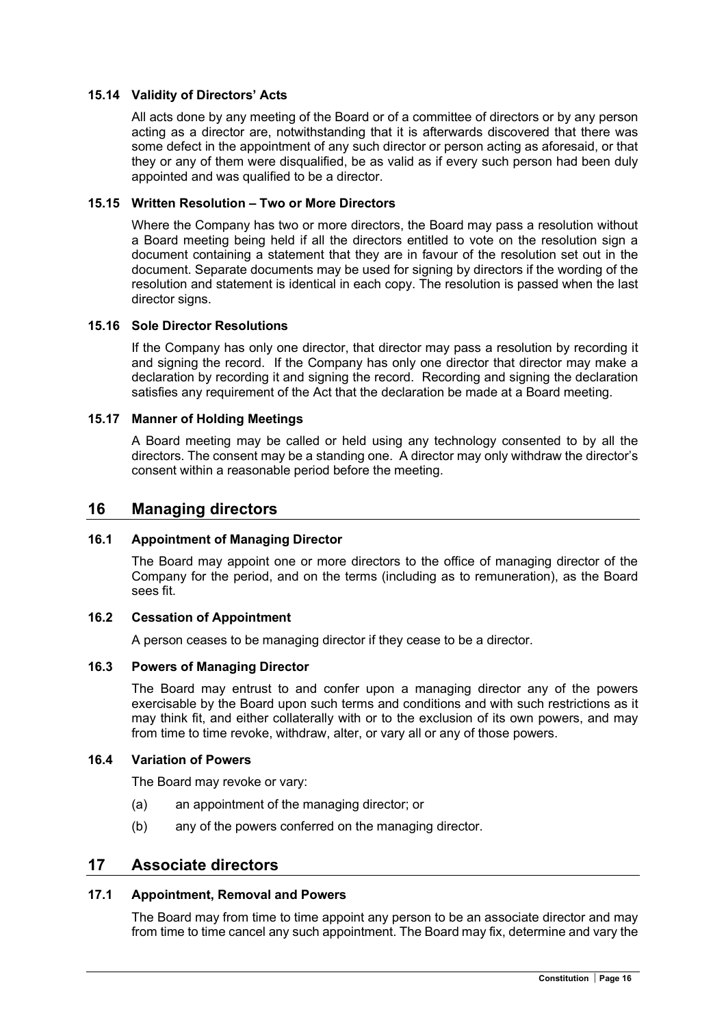### 15.14 Validity of Directors' Acts

All acts done by any meeting of the Board or of a committee of directors or by any person acting as a director are, notwithstanding that it is afterwards discovered that there was some defect in the appointment of any such director or person acting as aforesaid, or that they or any of them were disqualified, be as valid as if every such person had been duly appointed and was qualified to be a director.

### 15.15 Written Resolution – Two or More Directors

Where the Company has two or more directors, the Board may pass a resolution without a Board meeting being held if all the directors entitled to vote on the resolution sign a document containing a statement that they are in favour of the resolution set out in the document. Separate documents may be used for signing by directors if the wording of the resolution and statement is identical in each copy. The resolution is passed when the last director signs.

### 15.16 Sole Director Resolutions

If the Company has only one director, that director may pass a resolution by recording it and signing the record. If the Company has only one director that director may make a declaration by recording it and signing the record. Recording and signing the declaration satisfies any requirement of the Act that the declaration be made at a Board meeting.

### 15.17 Manner of Holding Meetings

A Board meeting may be called or held using any technology consented to by all the directors. The consent may be a standing one. A director may only withdraw the director's consent within a reasonable period before the meeting.

## 16 Managing directors

### 16.1 Appointment of Managing Director

The Board may appoint one or more directors to the office of managing director of the Company for the period, and on the terms (including as to remuneration), as the Board sees fit.

### 16.2 Cessation of Appointment

A person ceases to be managing director if they cease to be a director.

### 16.3 Powers of Managing Director

The Board may entrust to and confer upon a managing director any of the powers exercisable by the Board upon such terms and conditions and with such restrictions as it may think fit, and either collaterally with or to the exclusion of its own powers, and may from time to time revoke, withdraw, alter, or vary all or any of those powers.

### 16.4 Variation of Powers

The Board may revoke or vary:

(a) an appointment of the managing director; or

(b) any of the powers conferred on the managing director.

## 17 Associate directors

### 17.1 Appointment, Removal and Powers

The Board may from time to time appoint any person to be an associate director and may from time to time cancel any such appointment. The Board may fix, determine and vary the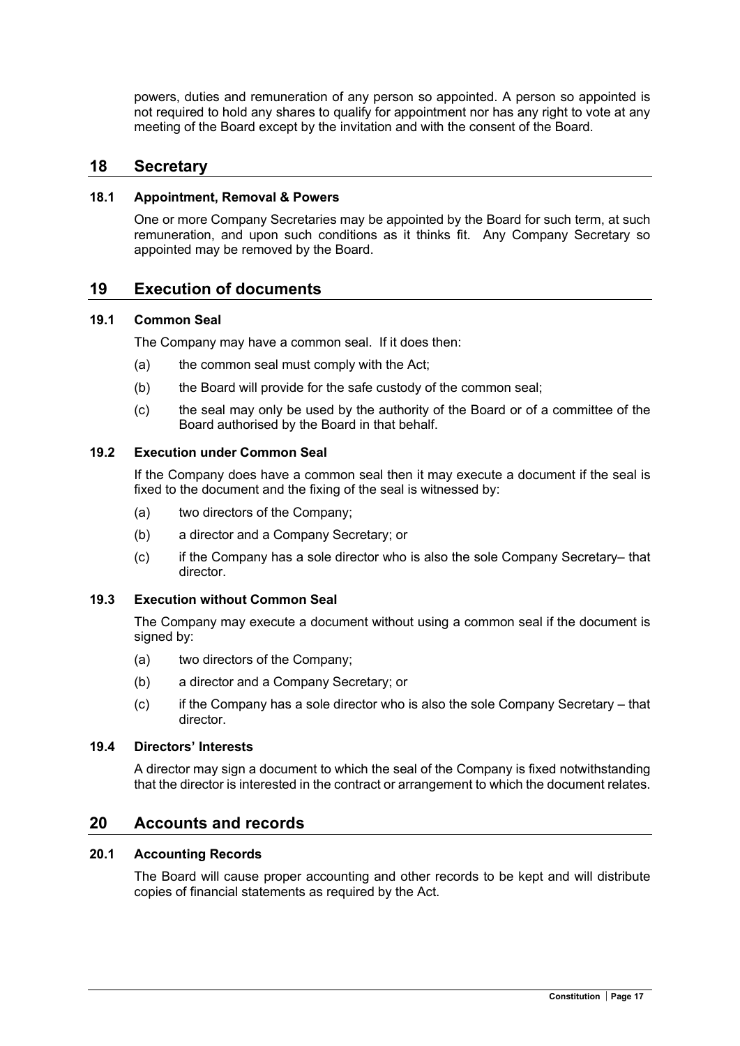powers, duties and remuneration of any person so appointed. A person so appointed is not required to hold any shares to qualify for appointment nor has any right to vote at any meeting of the Board except by the invitation and with the consent of the Board.

## 18 Secretary

### 18.1 Appointment, Removal & Powers

One or more Company Secretaries may be appointed by the Board for such term, at such remuneration, and upon such conditions as it thinks fit. Any Company Secretary so appointed may be removed by the Board.

## 19 Execution of documents

### 19.1 Common Seal

The Company may have a common seal. If it does then:

(a) the common seal must comply with the Act;

(b) the Board will provide for the safe custody of the common seal;

(c) the seal may only be used by the authority of the Board or of a committee of the Board authorised by the Board in that behalf.

### 19.2 Execution under Common Seal

If the Company does have a common seal then it may execute a document if the seal is fixed to the document and the fixing of the seal is witnessed by:

(a) two directors of the Company;

(b) a director and a Company Secretary; or

(c) if the Company has a sole director who is also the sole Company Secretary– that director.

### 19.3 Execution without Common Seal

The Company may execute a document without using a common seal if the document is signed by:

(a) two directors of the Company;

(b) a director and a Company Secretary; or

(c) if the Company has a sole director who is also the sole Company Secretary – that director.

### 19.4 Directors' Interests

A director may sign a document to which the seal of the Company is fixed notwithstanding that the director is interested in the contract or arrangement to which the document relates.

## 20 Accounts and records

### 20.1 Accounting Records

The Board will cause proper accounting and other records to be kept and will distribute copies of financial statements as required by the Act.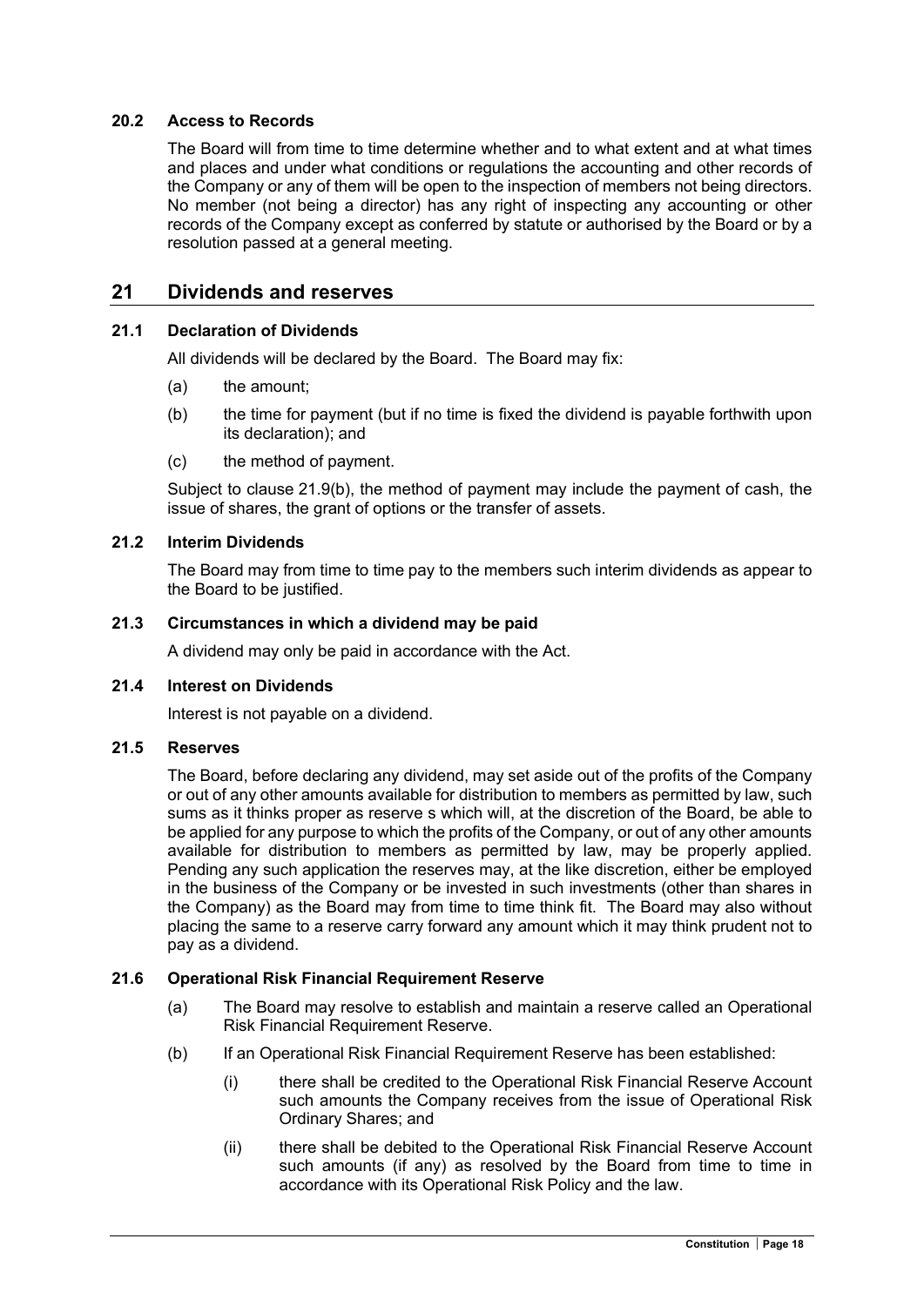### 20.2 Access to Records

The Board will from time to time determine whether and to what extent and at what times and places and under what conditions or regulations the accounting and other records of the Company or any of them will be open to the inspection of members not being directors. No member (not being a director) has any right of inspecting any accounting or other records of the Company except as conferred by statute or authorised by the Board or by a resolution passed at a general meeting.

## 21 Dividends and reserves

### 21.1 Declaration of Dividends

All dividends will be declared by the Board. The Board may fix:

(a) the amount;

(b) the time for payment (but if no time is fixed the dividend is payable forthwith upon its declaration); and

(c) the method of payment.

Subject to clause 21.9(b), the method of payment may include the payment of cash, the issue of shares, the grant of options or the transfer of assets.

### 21.2 Interim Dividends

The Board may from time to time pay to the members such interim dividends as appear to the Board to be justified.

### 21.3 Circumstances in which a dividend may be paid

A dividend may only be paid in accordance with the Act.

### 21.4 Interest on Dividends

Interest is not payable on a dividend.

### 21.5 Reserves

The Board, before declaring any dividend, may set aside out of the profits of the Company or out of any other amounts available for distribution to members as permitted by law, such sums as it thinks proper as reserve s which will, at the discretion of the Board, be able to be applied for any purpose to which the profits of the Company, or out of any other amounts available for distribution to members as permitted by law, may be properly applied. Pending any such application the reserves may, at the like discretion, either be employed in the business of the Company or be invested in such investments (other than shares in the Company) as the Board may from time to time think fit. The Board may also without placing the same to a reserve carry forward any amount which it may think prudent not to pay as a dividend.

### 21.6 Operational Risk Financial Requirement Reserve

(a) The Board may resolve to establish and maintain a reserve called an Operational Risk Financial Requirement Reserve.

(b) If an Operational Risk Financial Requirement Reserve has been established:

(i) there shall be credited to the Operational Risk Financial Reserve Account such amounts the Company receives from the issue of Operational Risk Ordinary Shares; and

(ii) there shall be debited to the Operational Risk Financial Reserve Account such amounts (if any) as resolved by the Board from time to time in accordance with its Operational Risk Policy and the law.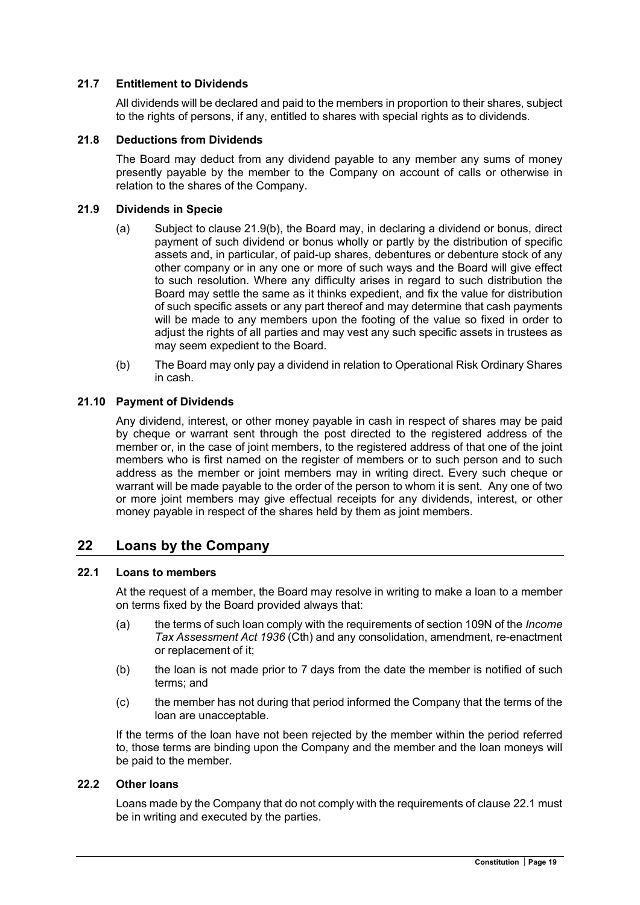### 21.7 Entitlement to Dividends

All dividends will be declared and paid to the members in proportion to their shares, subject to the rights of persons, if any, entitled to shares with special rights as to dividends.

### 21.8 Deductions from Dividends

The Board may deduct from any dividend payable to any member any sums of money presently payable by the member to the Company on account of calls or otherwise in relation to the shares of the Company.

### 21.9 Dividends in Specie

(a) Subject to clause 21.9(b), the Board may, in declaring a dividend or bonus, direct payment of such dividend or bonus wholly or partly by the distribution of specific assets and, in particular, of paid-up shares, debentures or debenture stock of any other company or in any one or more of such ways and the Board will give effect to such resolution. Where any difficulty arises in regard to such distribution the Board may settle the same as it thinks expedient, and fix the value for distribution of such specific assets or any part thereof and may determine that cash payments will be made to any members upon the footing of the value so fixed in order to adjust the rights of all parties and may vest any such specific assets in trustees as may seem expedient to the Board.

(b) The Board may only pay a dividend in relation to Operational Risk Ordinary Shares in cash.

### 21.10 Payment of Dividends

Any dividend, interest, or other money payable in cash in respect of shares may be paid by cheque or warrant sent through the post directed to the registered address of the member or, in the case of joint members, to the registered address of that one of the joint members who is first named on the register of members or to such person and to such address as the member or joint members may in writing direct. Every such cheque or warrant will be made payable to the order of the person to whom it is sent. Any one of two or more joint members may give effectual receipts for any dividends, interest, or other money payable in respect of the shares held by them as joint members.

## 22 Loans by the Company

### 22.1 Loans to members

At the request of a member, the Board may resolve in writing to make a loan to a member on terms fixed by the Board provided always that:

(a) the terms of such loan comply with the requirements of section 109N of the *Income Tax Assessment Act 1936* (Cth) and any consolidation, amendment, re-enactment or replacement of it;

(b) the loan is not made prior to 7 days from the date the member is notified of such terms; and

(c) the member has not during that period informed the Company that the terms of the loan are unacceptable.

If the terms of the loan have not been rejected by the member within the period referred to, those terms are binding upon the Company and the member and the loan moneys will be paid to the member.

### 22.2 Other loans

Loans made by the Company that do not comply with the requirements of clause 22.1 must be in writing and executed by the parties.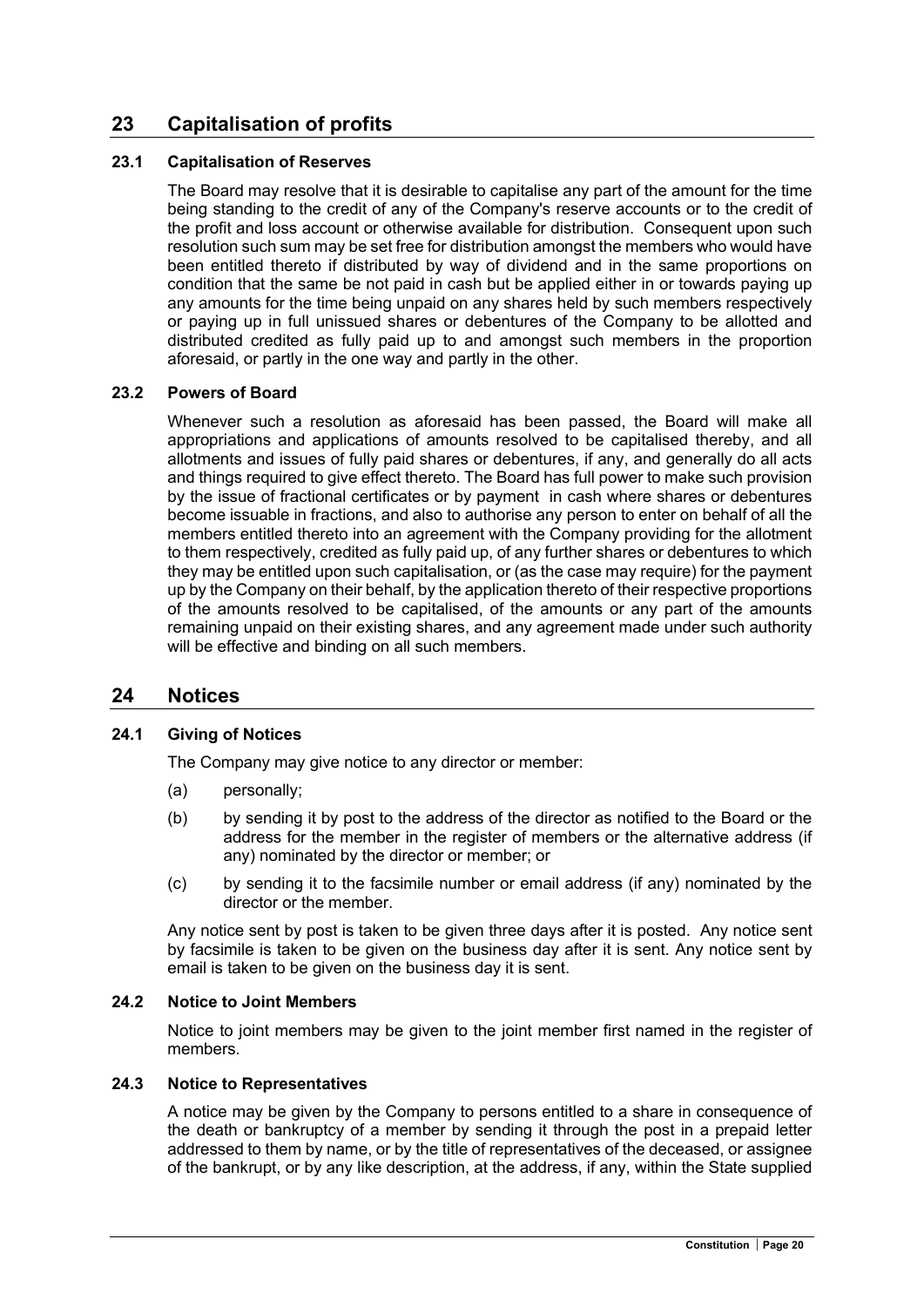## 23 Capitalisation of profits

### 23.1 Capitalisation of Reserves

The Board may resolve that it is desirable to capitalise any part of the amount for the time being standing to the credit of any of the Company's reserve accounts or to the credit of the profit and loss account or otherwise available for distribution. Consequent upon such resolution such sum may be set free for distribution amongst the members who would have been entitled thereto if distributed by way of dividend and in the same proportions on condition that the same be not paid in cash but be applied either in or towards paying up any amounts for the time being unpaid on any shares held by such members respectively or paying up in full unissued shares or debentures of the Company to be allotted and distributed credited as fully paid up to and amongst such members in the proportion aforesaid, or partly in the one way and partly in the other.

### 23.2 Powers of Board

Whenever such a resolution as aforesaid has been passed, the Board will make all appropriations and applications of amounts resolved to be capitalised thereby, and all allotments and issues of fully paid shares or debentures, if any, and generally do all acts and things required to give effect thereto. The Board has full power to make such provision by the issue of fractional certificates or by payment in cash where shares or debentures become issuable in fractions, and also to authorise any person to enter on behalf of all the members entitled thereto into an agreement with the Company providing for the allotment to them respectively, credited as fully paid up, of any further shares or debentures to which they may be entitled upon such capitalisation, or (as the case may require) for the payment up by the Company on their behalf, by the application thereto of their respective proportions of the amounts resolved to be capitalised, of the amounts or any part of the amounts remaining unpaid on their existing shares, and any agreement made under such authority will be effective and binding on all such members.

## 24 Notices

### 24.1 Giving of Notices

The Company may give notice to any director or member:

(a) personally;

(b) by sending it by post to the address of the director as notified to the Board or the address for the member in the register of members or the alternative address (if any) nominated by the director or member; or

(c) by sending it to the facsimile number or email address (if any) nominated by the director or the member.

Any notice sent by post is taken to be given three days after it is posted. Any notice sent by facsimile is taken to be given on the business day after it is sent. Any notice sent by email is taken to be given on the business day it is sent.

### 24.2 Notice to Joint Members

Notice to joint members may be given to the joint member first named in the register of members.

### 24.3 Notice to Representatives

A notice may be given by the Company to persons entitled to a share in consequence of the death or bankruptcy of a member by sending it through the post in a prepaid letter addressed to them by name, or by the title of representatives of the deceased, or assignee of the bankrupt, or by any like description, at the address, if any, within the State supplied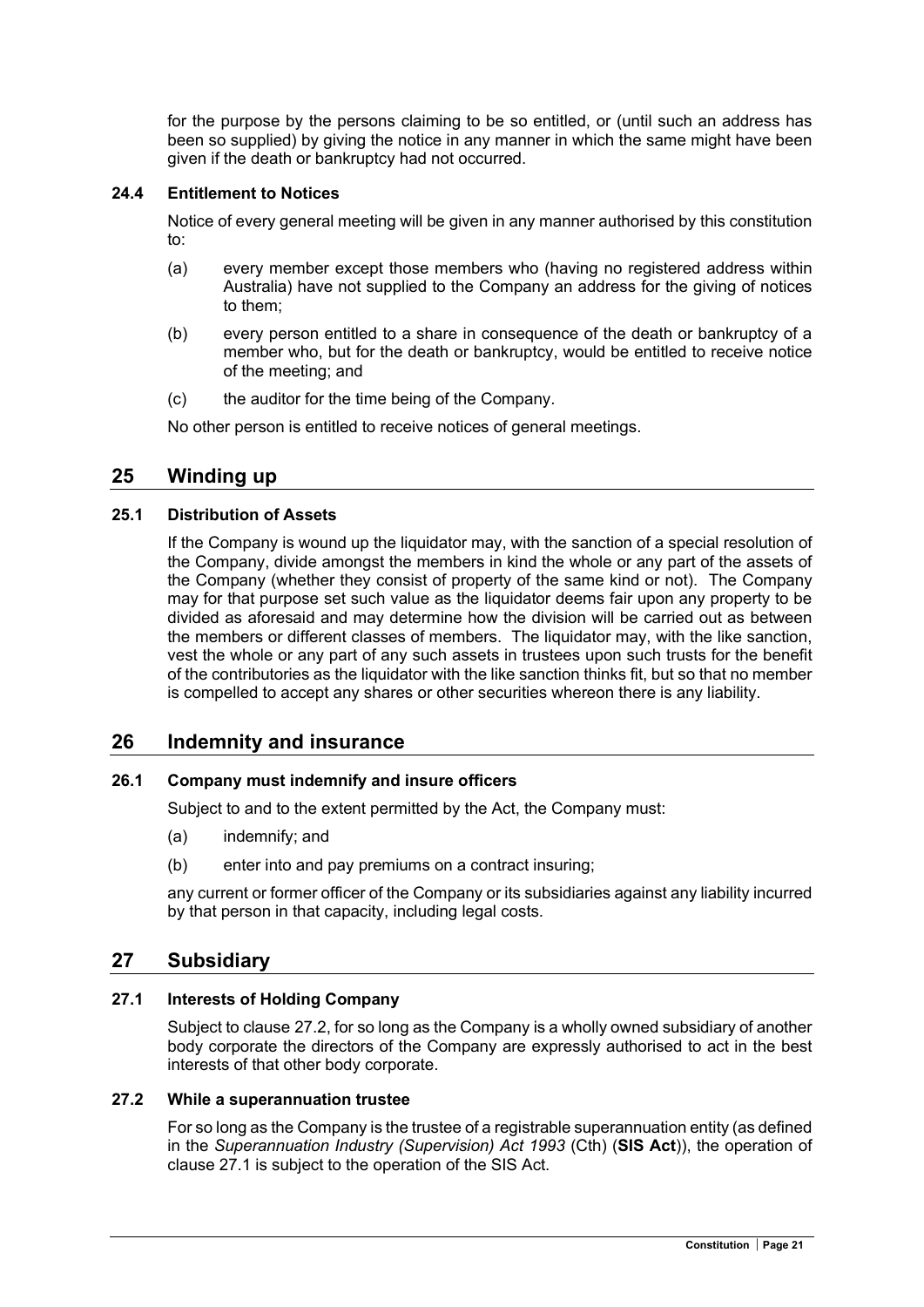for the purpose by the persons claiming to be so entitled, or (until such an address has been so supplied) by giving the notice in any manner in which the same might have been given if the death or bankruptcy had not occurred.

### 24.4 Entitlement to Notices

Notice of every general meeting will be given in any manner authorised by this constitution to:

(a) every member except those members who (having no registered address within Australia) have not supplied to the Company an address for the giving of notices to them;

(b) every person entitled to a share in consequence of the death or bankruptcy of a member who, but for the death or bankruptcy, would be entitled to receive notice of the meeting; and

(c) the auditor for the time being of the Company.

No other person is entitled to receive notices of general meetings.

## 25 Winding up

### 25.1 Distribution of Assets

If the Company is wound up the liquidator may, with the sanction of a special resolution of the Company, divide amongst the members in kind the whole or any part of the assets of the Company (whether they consist of property of the same kind or not). The Company may for that purpose set such value as the liquidator deems fair upon any property to be divided as aforesaid and may determine how the division will be carried out as between the members or different classes of members. The liquidator may, with the like sanction, vest the whole or any part of any such assets in trustees upon such trusts for the benefit of the contributories as the liquidator with the like sanction thinks fit, but so that no member is compelled to accept any shares or other securities whereon there is any liability.

## 26 Indemnity and insurance

### 26.1 Company must indemnify and insure officers

Subject to and to the extent permitted by the Act, the Company must:

(a) indemnify; and

(b) enter into and pay premiums on a contract insuring;

any current or former officer of the Company or its subsidiaries against any liability incurred by that person in that capacity, including legal costs.

## 27 Subsidiary

### 27.1 Interests of Holding Company

Subject to clause 27.2, for so long as the Company is a wholly owned subsidiary of another body corporate the directors of the Company are expressly authorised to act in the best interests of that other body corporate.

### 27.2 While a superannuation trustee

For so long as the Company is the trustee of a registrable superannuation entity (as defined in the *Superannuation Industry (Supervision) Act 1993* (Cth) (**SIS Act**)), the operation of clause 27.1 is subject to the operation of the SIS Act.